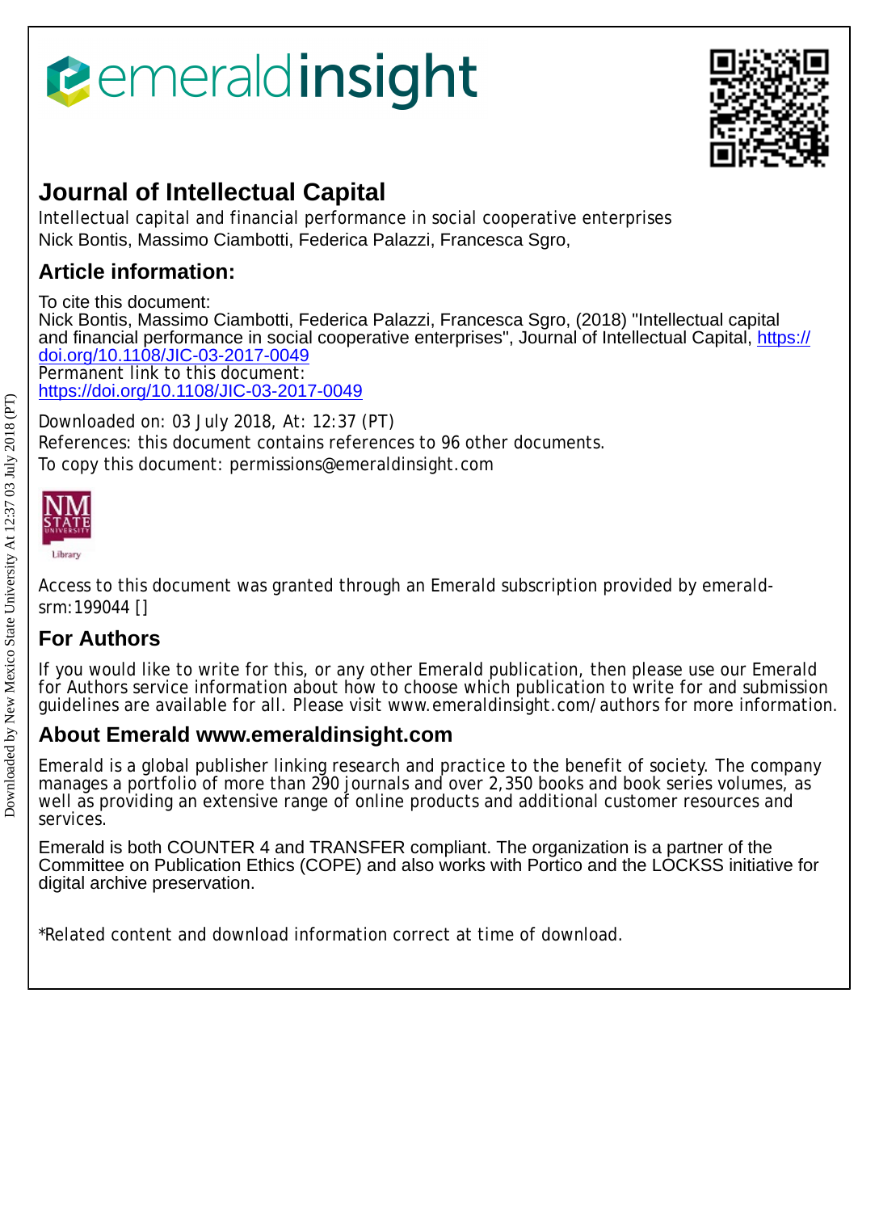# Journal of Intellectual Capital

Intellectual capital and financial performance in social cooperative enterprises
Nick Bontis, Massimo Ciambotti, Federica Palazzi, Francesca Sgro,

## Article information:

To cite this document:
Nick Bontis, Massimo Ciambotti, Federica Palazzi, Francesca Sgro, (2018) "Intellectual capital and financial performance in social cooperative enterprises", Journal of Intellectual Capital, https://doi.org/10.1108/JIC-03-2017-0049
Permanent link to this document:
https://doi.org/10.1108/JIC-03-2017-0049

Downloaded on: 03 July 2018, At: 12:37 (PT)
References: this document contains references to 96 other documents.
To copy this document: permissions@emeraldinsight.com

Access to this document was granted through an Emerald subscription provided by emerald-srm:199044 []

## For Authors

If you would like to write for this, or any other Emerald publication, then please use our Emerald for Authors service information about how to choose which publication to write for and submission guidelines are available for all. Please visit www.emeraldinsight.com/authors for more information.

## About Emerald www.emeraldinsight.com

Emerald is a global publisher linking research and practice to the benefit of society. The company manages a portfolio of more than 290 journals and over 2,350 books and book series volumes, as well as providing an extensive range of online products and additional customer resources and services.

Emerald is both COUNTER 4 and TRANSFER compliant. The organization is a partner of the Committee on Publication Ethics (COPE) and also works with Portico and the LOCKSS initiative for digital archive preservation.

*Related content and download information correct at time of download.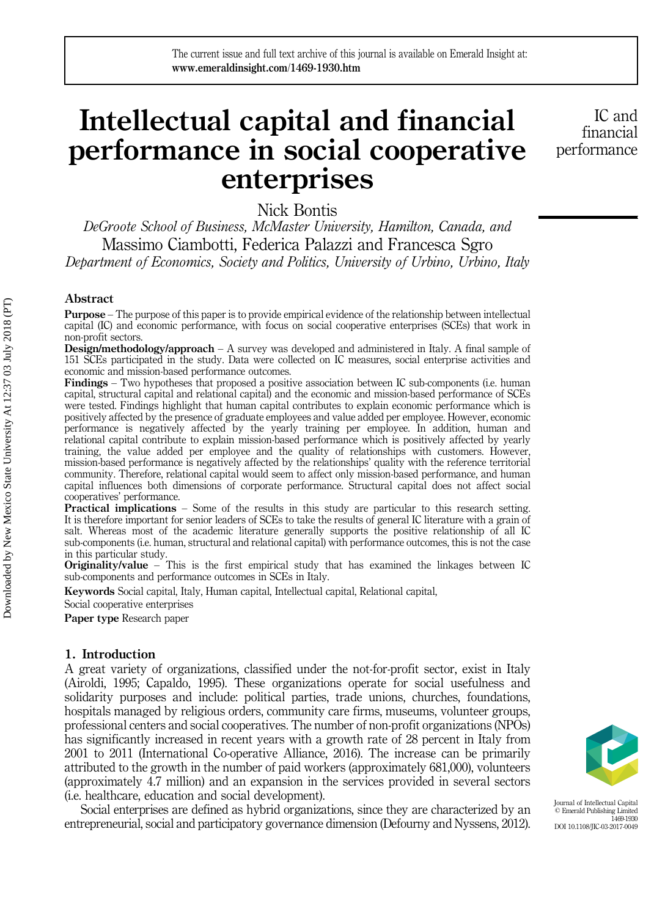# Intellectual capital and financial performance in social cooperative enterprises

Nick Bontis

*DeGroote School of Business, McMaster University, Hamilton, Canada, and*

Massimo Ciambotti, Federica Palazzi and Francesca Sgro

*Department of Economics, Society and Politics, University of Urbino, Urbino, Italy*

## Abstract

**Purpose** – The purpose of this paper is to provide empirical evidence of the relationship between intellectual capital (IC) and economic performance, with focus on social cooperative enterprises (SCEs) that work in non-profit sectors.

**Design/methodology/approach** – A survey was developed and administered in Italy. A final sample of 151 SCEs participated in the study. Data were collected on IC measures, social enterprise activities and economic and mission-based performance outcomes.

**Findings** – Two hypotheses that proposed a positive association between IC sub-components (i.e. human capital, structural capital and relational capital) and the economic and mission-based performance of SCEs were tested. Findings highlight that human capital contributes to explain economic performance which is positively affected by the presence of graduate employees and value added per employee. However, economic performance is negatively affected by the yearly training per employee. In addition, human and relational capital contribute to explain mission-based performance which is positively affected by yearly training, the value added per employee and the quality of relationships with customers. However, mission-based performance is negatively affected by the relationships' quality with the reference territorial community. Therefore, relational capital would seem to affect only mission-based performance, and human capital influences both dimensions of corporate performance. Structural capital does not affect social cooperatives' performance.

**Practical implications** – Some of the results in this study are particular to this research setting. It is therefore important for senior leaders of SCEs to take the results of general IC literature with a grain of salt. Whereas most of the academic literature generally supports the positive relationship of all IC sub-components (i.e. human, structural and relational capital) with performance outcomes, this is not the case in this particular study.

**Originality/value** – This is the first empirical study that has examined the linkages between IC sub-components and performance outcomes in SCEs in Italy.

**Keywords** Social capital, Italy, Human capital, Intellectual capital, Relational capital, Social cooperative enterprises

**Paper type** Research paper

## 1. Introduction

A great variety of organizations, classified under the not-for-profit sector, exist in Italy (Airoldi, 1995; Capaldo, 1995). These organizations operate for social usefulness and solidarity purposes and include: political parties, trade unions, churches, foundations, hospitals managed by religious orders, community care firms, museums, volunteer groups, professional centers and social cooperatives. The number of non-profit organizations (NPOs) has significantly increased in recent years with a growth rate of 28 percent in Italy from 2001 to 2011 (International Co-operative Alliance, 2016). The increase can be primarily attributed to the growth in the number of paid workers (approximately 681,000), volunteers (approximately 4.7 million) and an expansion in the services provided in several sectors (i.e. healthcare, education and social development).

Social enterprises are defined as hybrid organizations, since they are characterized by an entrepreneurial, social and participatory governance dimension (Defourny and Nyssens, 2012).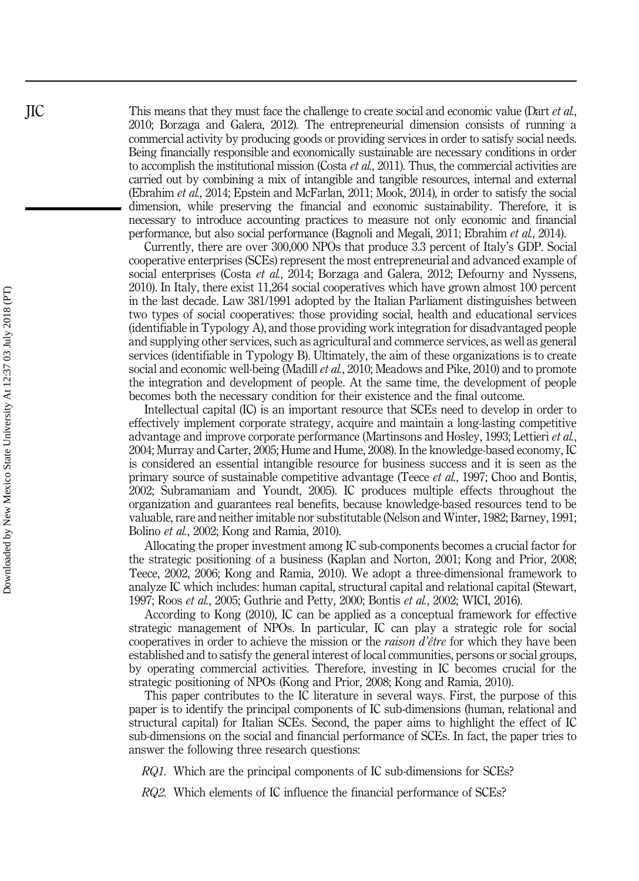This means that they must face the challenge to create social and economic value (Dart *et al.*, 2010; Borzaga and Galera, 2012). The entrepreneurial dimension consists of running a commercial activity by producing goods or providing services in order to satisfy social needs. Being financially responsible and economically sustainable are necessary conditions in order to accomplish the institutional mission (Costa *et al.*, 2011). Thus, the commercial activities are carried out by combining a mix of intangible and tangible resources, internal and external (Ebrahim *et al.*, 2014; Epstein and McFarlan, 2011; Mook, 2014), in order to satisfy the social dimension, while preserving the financial and economic sustainability. Therefore, it is necessary to introduce accounting practices to measure not only economic and financial performance, but also social performance (Bagnoli and Megali, 2011; Ebrahim *et al.*, 2014).

Currently, there are over 300,000 NPOs that produce 3.3 percent of Italy's GDP. Social cooperative enterprises (SCEs) represent the most entrepreneurial and advanced example of social enterprises (Costa *et al.*, 2014; Borzaga and Galera, 2012; Defourny and Nyssens, 2010). In Italy, there exist 11,264 social cooperatives which have grown almost 100 percent in the last decade. Law 381/1991 adopted by the Italian Parliament distinguishes between two types of social cooperatives: those providing social, health and educational services (identifiable in Typology A), and those providing work integration for disadvantaged people and supplying other services, such as agricultural and commerce services, as well as general services (identifiable in Typology B). Ultimately, the aim of these organizations is to create social and economic well-being (Madill *et al.*, 2010; Meadows and Pike, 2010) and to promote the integration and development of people. At the same time, the development of people becomes both the necessary condition for their existence and the final outcome.

Intellectual capital (IC) is an important resource that SCEs need to develop in order to effectively implement corporate strategy, acquire and maintain a long-lasting competitive advantage and improve corporate performance (Martinsons and Hosley, 1993; Lettieri *et al.*, 2004; Murray and Carter, 2005; Hume and Hume, 2008). In the knowledge-based economy, IC is considered an essential intangible resource for business success and it is seen as the primary source of sustainable competitive advantage (Teece *et al.*, 1997; Choo and Bontis, 2002; Subramaniam and Youndt, 2005). IC produces multiple effects throughout the organization and guarantees real benefits, because knowledge-based resources tend to be valuable, rare and neither imitable nor substitutable (Nelson and Winter, 1982; Barney, 1991; Bolino *et al.*, 2002; Kong and Ramia, 2010).

Allocating the proper investment among IC sub-components becomes a crucial factor for the strategic positioning of a business (Kaplan and Norton, 2001; Kong and Prior, 2008; Teece, 2002, 2006; Kong and Ramia, 2010). We adopt a three-dimensional framework to analyze IC which includes: human capital, structural capital and relational capital (Stewart, 1997; Roos *et al.*, 2005; Guthrie and Petty, 2000; Bontis *et al.*, 2002; WICI, 2016).

According to Kong (2010), IC can be applied as a conceptual framework for effective strategic management of NPOs. In particular, IC can play a strategic role for social cooperatives in order to achieve the mission or the *raison d'être* for which they have been established and to satisfy the general interest of local communities, persons or social groups, by operating commercial activities. Therefore, investing in IC becomes crucial for the strategic positioning of NPOs (Kong and Prior, 2008; Kong and Ramia, 2010).

This paper contributes to the IC literature in several ways. First, the purpose of this paper is to identify the principal components of IC sub-dimensions (human, relational and structural capital) for Italian SCEs. Second, the paper aims to highlight the effect of IC sub-dimensions on the social and financial performance of SCEs. In fact, the paper tries to answer the following three research questions:

*RQ1*. Which are the principal components of IC sub-dimensions for SCEs?

*RQ2*. Which elements of IC influence the financial performance of SCEs?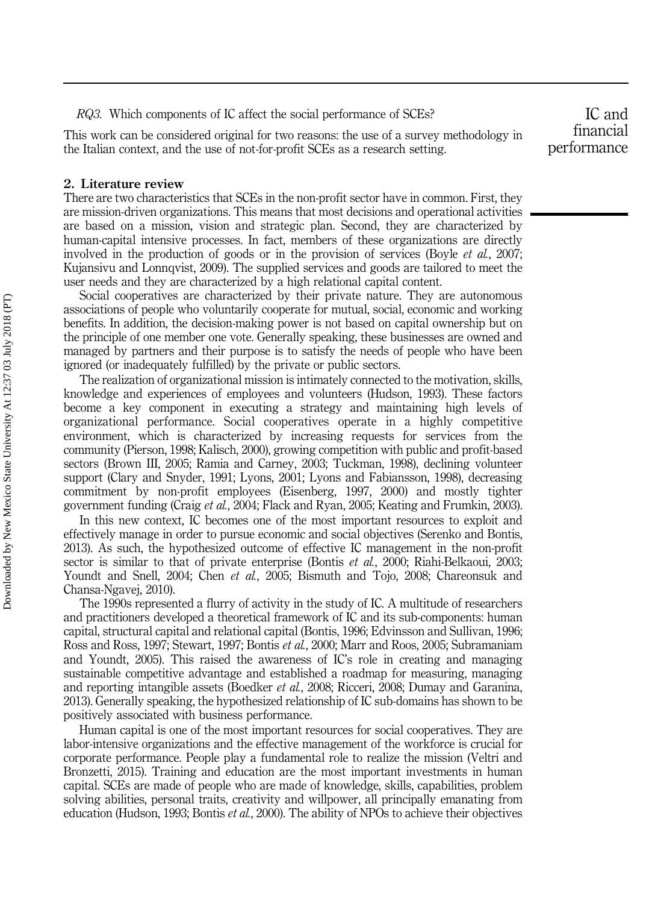*RQ3*. Which components of IC affect the social performance of SCEs?

This work can be considered original for two reasons: the use of a survey methodology in the Italian context, and the use of not-for-profit SCEs as a research setting.

## 2. Literature review

There are two characteristics that SCEs in the non-profit sector have in common. First, they are mission-driven organizations. This means that most decisions and operational activities are based on a mission, vision and strategic plan. Second, they are characterized by human-capital intensive processes. In fact, members of these organizations are directly involved in the production of goods or in the provision of services (Boyle *et al.*, 2007; Kujansivu and Lonnqvist, 2009). The supplied services and goods are tailored to meet the user needs and they are characterized by a high relational capital content.

Social cooperatives are characterized by their private nature. They are autonomous associations of people who voluntarily cooperate for mutual, social, economic and working benefits. In addition, the decision-making power is not based on capital ownership but on the principle of one member one vote. Generally speaking, these businesses are owned and managed by partners and their purpose is to satisfy the needs of people who have been ignored (or inadequately fulfilled) by the private or public sectors.

The realization of organizational mission is intimately connected to the motivation, skills, knowledge and experiences of employees and volunteers (Hudson, 1993). These factors become a key component in executing a strategy and maintaining high levels of organizational performance. Social cooperatives operate in a highly competitive environment, which is characterized by increasing requests for services from the community (Pierson, 1998; Kalisch, 2000), growing competition with public and profit-based sectors (Brown III, 2005; Ramia and Carney, 2003; Tuckman, 1998), declining volunteer support (Clary and Snyder, 1991; Lyons, 2001; Lyons and Fabiansson, 1998), decreasing commitment by non-profit employees (Eisenberg, 1997, 2000) and mostly tighter government funding (Craig *et al.*, 2004; Flack and Ryan, 2005; Keating and Frumkin, 2003).

In this new context, IC becomes one of the most important resources to exploit and effectively manage in order to pursue economic and social objectives (Serenko and Bontis, 2013). As such, the hypothesized outcome of effective IC management in the non-profit sector is similar to that of private enterprise (Bontis *et al.*, 2000; Riahi-Belkaoui, 2003; Youndt and Snell, 2004; Chen *et al.*, 2005; Bismuth and Tojo, 2008; Chareonsuk and Chansa-Ngavej, 2010).

The 1990s represented a flurry of activity in the study of IC. A multitude of researchers and practitioners developed a theoretical framework of IC and its sub-components: human capital, structural capital and relational capital (Bontis, 1996; Edvinsson and Sullivan, 1996; Ross and Ross, 1997; Stewart, 1997; Bontis *et al.*, 2000; Marr and Roos, 2005; Subramaniam and Youndt, 2005). This raised the awareness of IC's role in creating and managing sustainable competitive advantage and established a roadmap for measuring, managing and reporting intangible assets (Boedker *et al.*, 2008; Ricceri, 2008; Dumay and Garanina, 2013). Generally speaking, the hypothesized relationship of IC sub-domains has shown to be positively associated with business performance.

Human capital is one of the most important resources for social cooperatives. They are labor-intensive organizations and the effective management of the workforce is crucial for corporate performance. People play a fundamental role to realize the mission (Veltri and Bronzetti, 2015). Training and education are the most important investments in human capital. SCEs are made of people who are made of knowledge, skills, capabilities, problem solving abilities, personal traits, creativity and willpower, all principally emanating from education (Hudson, 1993; Bontis *et al.*, 2000). The ability of NPOs to achieve their objectives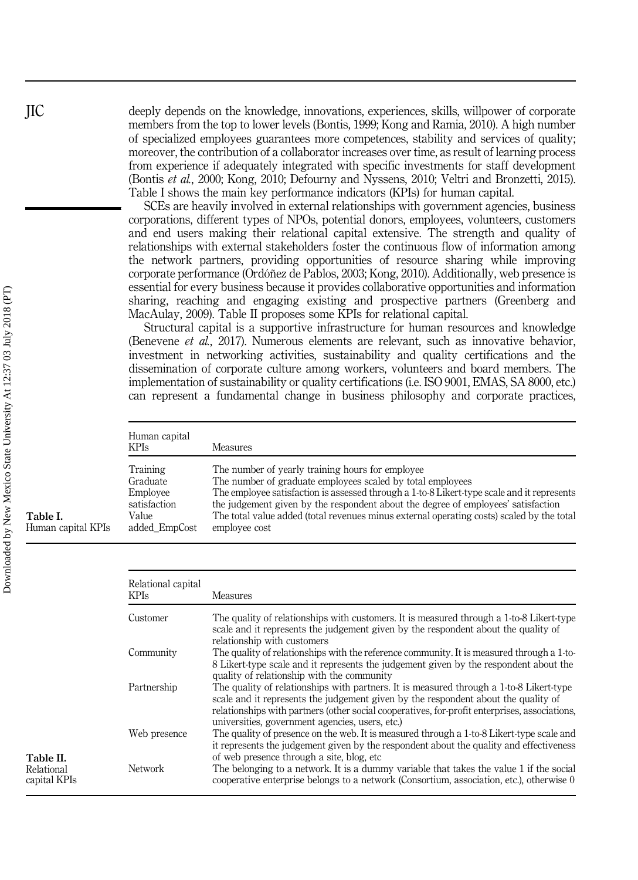deeply depends on the knowledge, innovations, experiences, skills, willpower of corporate members from the top to lower levels (Bontis, 1999; Kong and Ramia, 2010). A high number of specialized employees guarantees more competences, stability and services of quality; moreover, the contribution of a collaborator increases over time, as result of learning process from experience if adequately integrated with specific investments for staff development (Bontis *et al.*, 2000; Kong, 2010; Defourny and Nyssens, 2010; Veltri and Bronzetti, 2015). Table I shows the main key performance indicators (KPIs) for human capital.

SCEs are heavily involved in external relationships with government agencies, business corporations, different types of NPOs, potential donors, employees, volunteers, customers and end users making their relational capital extensive. The strength and quality of relationships with external stakeholders foster the continuous flow of information among the network partners, providing opportunities of resource sharing while improving corporate performance (Ordóñez de Pablos, 2003; Kong, 2010). Additionally, web presence is essential for every business because it provides collaborative opportunities and information sharing, reaching and engaging existing and prospective partners (Greenberg and MacAulay, 2009). Table II proposes some KPIs for relational capital.

Structural capital is a supportive infrastructure for human resources and knowledge (Benevene *et al.*, 2017). Numerous elements are relevant, such as innovative behavior, investment in networking activities, sustainability and quality certifications and the dissemination of corporate culture among workers, volunteers and board members. The implementation of sustainability or quality certifications (i.e. ISO 9001, EMAS, SA 8000, etc.) can represent a fundamental change in business philosophy and corporate practices,

**Table I.** Human capital KPIs

| Human capital KPIs | Measures |
|---|---|
| Training | The number of yearly training hours for employee |
| Graduate | The number of graduate employees scaled by total employees |
| Employee satisfaction | The employee satisfaction is assessed through a 1-to-8 Likert-type scale and it represents the judgement given by the respondent about the degree of employees' satisfaction |
| Value added_EmpCost | The total value added (total revenues minus external operating costs) scaled by the total employee cost |

**Table II.** Relational capital KPIs

| Relational capital KPIs | Measures |
|---|---|
| Customer | The quality of relationships with customers. It is measured through a 1-to-8 Likert-type scale and it represents the judgement given by the respondent about the quality of relationship with customers |
| Community | The quality of relationships with the reference community. It is measured through a 1-to-8 Likert-type scale and it represents the judgement given by the respondent about the quality of relationship with the community |
| Partnership | The quality of relationships with partners. It is measured through a 1-to-8 Likert-type scale and it represents the judgement given by the respondent about the quality of relationships with partners (other social cooperatives, for-profit enterprises, associations, universities, government agencies, users, etc.) |
| Web presence | The quality of presence on the web. It is measured through a 1-to-8 Likert-type scale and it represents the judgement given by the respondent about the quality and effectiveness of web presence through a site, blog, etc |
| Network | The belonging to a network. It is a dummy variable that takes the value 1 if the social cooperative enterprise belongs to a network (Consortium, association, etc.), otherwise 0 |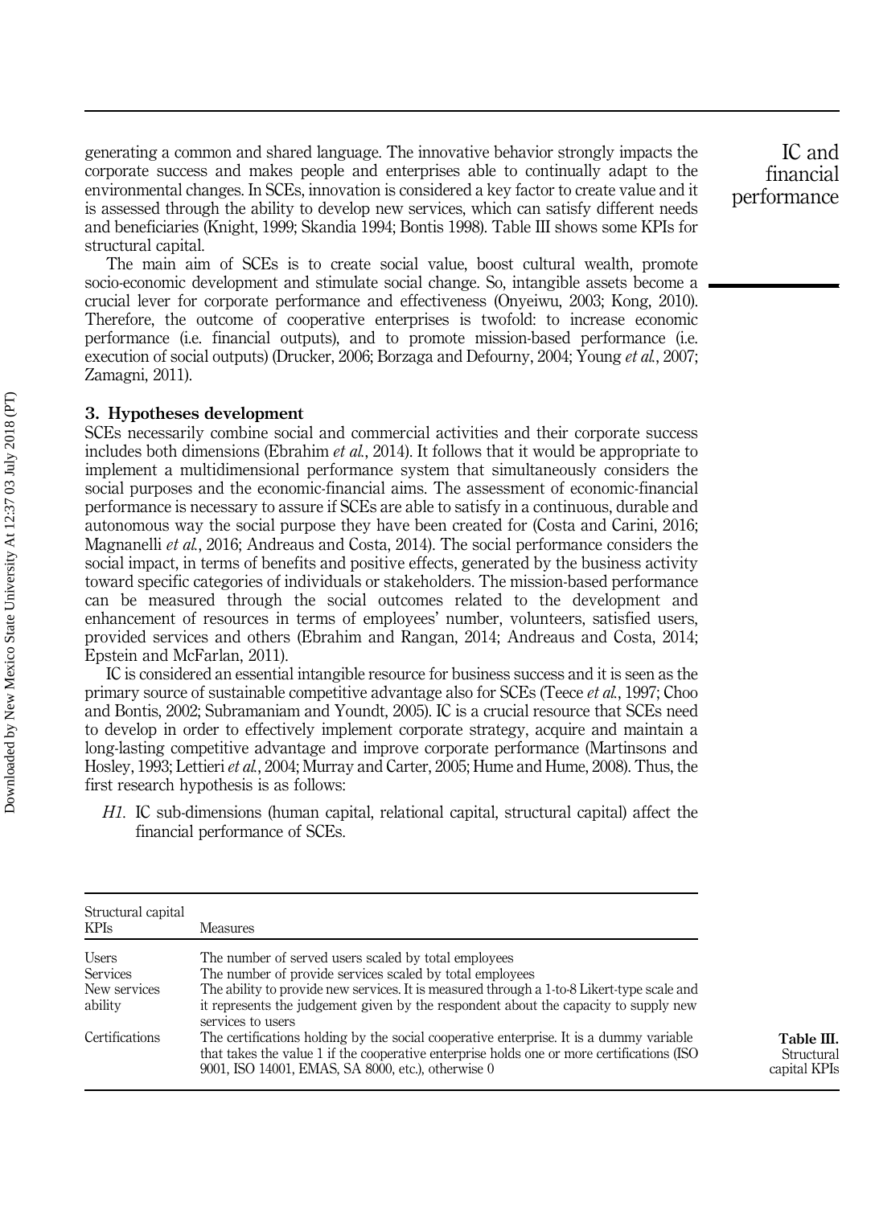generating a common and shared language. The innovative behavior strongly impacts the corporate success and makes people and enterprises able to continually adapt to the environmental changes. In SCEs, innovation is considered a key factor to create value and it is assessed through the ability to develop new services, which can satisfy different needs and beneficiaries (Knight, 1999; Skandia 1994; Bontis 1998). Table III shows some KPIs for structural capital.

The main aim of SCEs is to create social value, boost cultural wealth, promote socio-economic development and stimulate social change. So, intangible assets become a crucial lever for corporate performance and effectiveness (Onyeiwu, 2003; Kong, 2010). Therefore, the outcome of cooperative enterprises is twofold: to increase economic performance (i.e. financial outputs), and to promote mission-based performance (i.e. execution of social outputs) (Drucker, 2006; Borzaga and Defourny, 2004; Young *et al.*, 2007; Zamagni, 2011).

## 3. Hypotheses development

SCEs necessarily combine social and commercial activities and their corporate success includes both dimensions (Ebrahim *et al.*, 2014). It follows that it would be appropriate to implement a multidimensional performance system that simultaneously considers the social purposes and the economic-financial aims. The assessment of economic-financial performance is necessary to assure if SCEs are able to satisfy in a continuous, durable and autonomous way the social purpose they have been created for (Costa and Carini, 2016; Magnanelli *et al.*, 2016; Andreaus and Costa, 2014). The social performance considers the social impact, in terms of benefits and positive effects, generated by the business activity toward specific categories of individuals or stakeholders. The mission-based performance can be measured through the social outcomes related to the development and enhancement of resources in terms of employees' number, volunteers, satisfied users, provided services and others (Ebrahim and Rangan, 2014; Andreaus and Costa, 2014; Epstein and McFarlan, 2011).

IC is considered an essential intangible resource for business success and it is seen as the primary source of sustainable competitive advantage also for SCEs (Teece *et al.*, 1997; Choo and Bontis, 2002; Subramaniam and Youndt, 2005). IC is a crucial resource that SCEs need to develop in order to effectively implement corporate strategy, acquire and maintain a long-lasting competitive advantage and improve corporate performance (Martinsons and Hosley, 1993; Lettieri *et al.*, 2004; Murray and Carter, 2005; Hume and Hume, 2008). Thus, the first research hypothesis is as follows:

*H1.* IC sub-dimensions (human capital, relational capital, structural capital) affect the financial performance of SCEs.

**Table III.** Structural capital KPIs

| Structural capital KPIs | Measures |
|---|---|
| Users | The number of served users scaled by total employees |
| Services | The number of provide services scaled by total employees |
| New services ability | The ability to provide new services. It is measured through a 1-to-8 Likert-type scale and it represents the judgement given by the respondent about the capacity to supply new services to users |
| Certifications | The certifications holding by the social cooperative enterprise. It is a dummy variable that takes the value 1 if the cooperative enterprise holds one or more certifications (ISO 9001, ISO 14001, EMAS, SA 8000, etc.), otherwise 0 |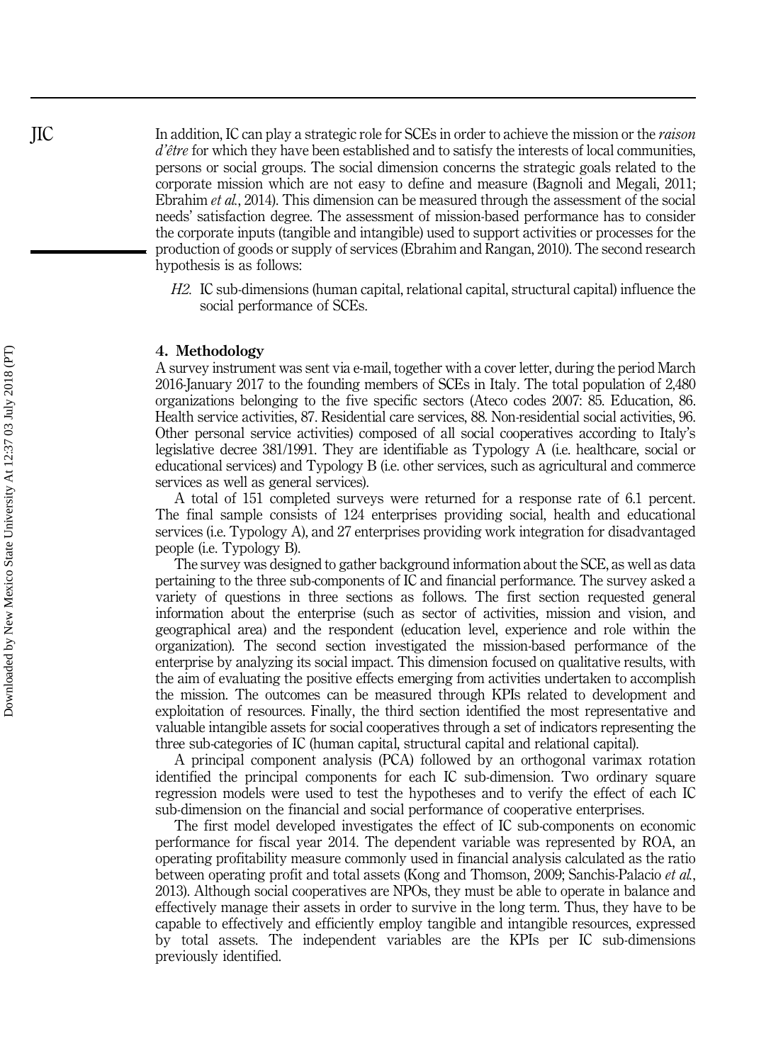In addition, IC can play a strategic role for SCEs in order to achieve the mission or the *raison d'être* for which they have been established and to satisfy the interests of local communities, persons or social groups. The social dimension concerns the strategic goals related to the corporate mission which are not easy to define and measure (Bagnoli and Megali, 2011; Ebrahim *et al.*, 2014). This dimension can be measured through the assessment of the social needs' satisfaction degree. The assessment of mission-based performance has to consider the corporate inputs (tangible and intangible) used to support activities or processes for the production of goods or supply of services (Ebrahim and Rangan, 2010). The second research hypothesis is as follows:

> *H2*. IC sub-dimensions (human capital, relational capital, structural capital) influence the social performance of SCEs.

## 4. Methodology

A survey instrument was sent via e-mail, together with a cover letter, during the period March 2016-January 2017 to the founding members of SCEs in Italy. The total population of 2,480 organizations belonging to the five specific sectors (Ateco codes 2007: 85. Education, 86. Health service activities, 87. Residential care services, 88. Non-residential social activities, 96. Other personal service activities) composed of all social cooperatives according to Italy's legislative decree 381/1991. They are identifiable as Typology A (i.e. healthcare, social or educational services) and Typology B (i.e. other services, such as agricultural and commerce services as well as general services).

A total of 151 completed surveys were returned for a response rate of 6.1 percent. The final sample consists of 124 enterprises providing social, health and educational services (i.e. Typology A), and 27 enterprises providing work integration for disadvantaged people (i.e. Typology B).

The survey was designed to gather background information about the SCE, as well as data pertaining to the three sub-components of IC and financial performance. The survey asked a variety of questions in three sections as follows. The first section requested general information about the enterprise (such as sector of activities, mission and vision, and geographical area) and the respondent (education level, experience and role within the organization). The second section investigated the mission-based performance of the enterprise by analyzing its social impact. This dimension focused on qualitative results, with the aim of evaluating the positive effects emerging from activities undertaken to accomplish the mission. The outcomes can be measured through KPIs related to development and exploitation of resources. Finally, the third section identified the most representative and valuable intangible assets for social cooperatives through a set of indicators representing the three sub-categories of IC (human capital, structural capital and relational capital).

A principal component analysis (PCA) followed by an orthogonal varimax rotation identified the principal components for each IC sub-dimension. Two ordinary square regression models were used to test the hypotheses and to verify the effect of each IC sub-dimension on the financial and social performance of cooperative enterprises.

The first model developed investigates the effect of IC sub-components on economic performance for fiscal year 2014. The dependent variable was represented by ROA, an operating profitability measure commonly used in financial analysis calculated as the ratio between operating profit and total assets (Kong and Thomson, 2009; Sanchis-Palacio *et al.*, 2013). Although social cooperatives are NPOs, they must be able to operate in balance and effectively manage their assets in order to survive in the long term. Thus, they have to be capable to effectively and efficiently employ tangible and intangible resources, expressed by total assets. The independent variables are the KPIs per IC sub-dimensions previously identified.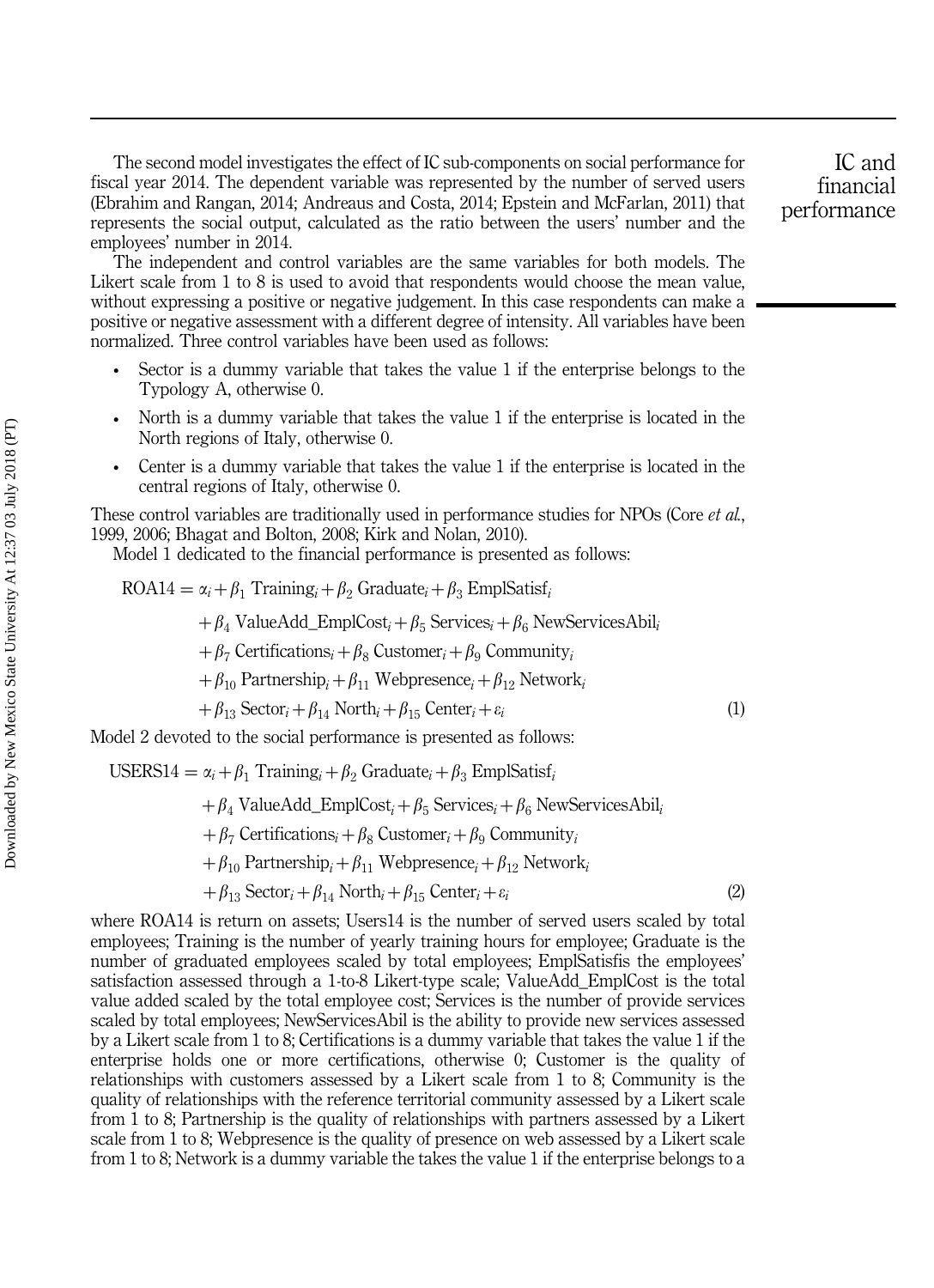The second model investigates the effect of IC sub-components on social performance for fiscal year 2014. The dependent variable was represented by the number of served users (Ebrahim and Rangan, 2014; Andreaus and Costa, 2014; Epstein and McFarlan, 2011) that represents the social output, calculated as the ratio between the users' number and the employees' number in 2014.

The independent and control variables are the same variables for both models. The Likert scale from 1 to 8 is used to avoid that respondents would choose the mean value, without expressing a positive or negative judgement. In this case respondents can make a positive or negative assessment with a different degree of intensity. All variables have been normalized. Three control variables have been used as follows:

- Sector is a dummy variable that takes the value 1 if the enterprise belongs to the Typology A, otherwise 0.
- North is a dummy variable that takes the value 1 if the enterprise is located in the North regions of Italy, otherwise 0.
- Center is a dummy variable that takes the value 1 if the enterprise is located in the central regions of Italy, otherwise 0.

These control variables are traditionally used in performance studies for NPOs (Core *et al.*, 1999, 2006; Bhagat and Bolton, 2008; Kirk and Nolan, 2010).

Model 1 dedicated to the financial performance is presented as follows:

$$\begin{aligned} \text{ROA14} = {} & \alpha_i + \beta_1 \text{ Training}_i + \beta_2 \text{ Graduate}_i + \beta_3 \text{ EmplSatisf}_i \\ & + \beta_4 \text{ ValueAdd\_EmplCost}_i + \beta_5 \text{ Services}_i + \beta_6 \text{ NewServicesAbil}_i \\ & + \beta_7 \text{ Certifications}_i + \beta_8 \text{ Customer}_i + \beta_9 \text{ Community}_i \\ & + \beta_{10} \text{ Partnership}_i + \beta_{11} \text{ Webpresence}_i + \beta_{12} \text{ Network}_i \\ & + \beta_{13} \text{ Sector}_i + \beta_{14} \text{ North}_i + \beta_{15} \text{ Center}_i + \varepsilon_i \end{aligned} \tag{1}$$

Model 2 devoted to the social performance is presented as follows:

$$\begin{aligned} \text{USERS14} = {} & \alpha_i + \beta_1 \text{ Training}_i + \beta_2 \text{ Graduate}_i + \beta_3 \text{ EmplSatisf}_i \\ & + \beta_4 \text{ ValueAdd\_EmplCost}_i + \beta_5 \text{ Services}_i + \beta_6 \text{ NewServicesAbil}_i \\ & + \beta_7 \text{ Certifications}_i + \beta_8 \text{ Customer}_i + \beta_9 \text{ Community}_i \\ & + \beta_{10} \text{ Partnership}_i + \beta_{11} \text{ Webpresence}_i + \beta_{12} \text{ Network}_i \\ & + \beta_{13} \text{ Sector}_i + \beta_{14} \text{ North}_i + \beta_{15} \text{ Center}_i + \varepsilon_i \end{aligned} \tag{2}$$

where ROA14 is return on assets; Users14 is the number of served users scaled by total employees; Training is the number of yearly training hours for employee; Graduate is the number of graduated employees scaled by total employees; EmplSatisfis the employees' satisfaction assessed through a 1-to-8 Likert-type scale; ValueAdd_EmplCost is the total value added scaled by the total employee cost; Services is the number of provide services scaled by total employees; NewServicesAbil is the ability to provide new services assessed by a Likert scale from 1 to 8; Certifications is a dummy variable that takes the value 1 if the enterprise holds one or more certifications, otherwise 0; Customer is the quality of relationships with customers assessed by a Likert scale from 1 to 8; Community is the quality of relationships with the reference territorial community assessed by a Likert scale from 1 to 8; Partnership is the quality of relationships with partners assessed by a Likert scale from 1 to 8; Webpresence is the quality of presence on web assessed by a Likert scale from 1 to 8; Network is a dummy variable the takes the value 1 if the enterprise belongs to a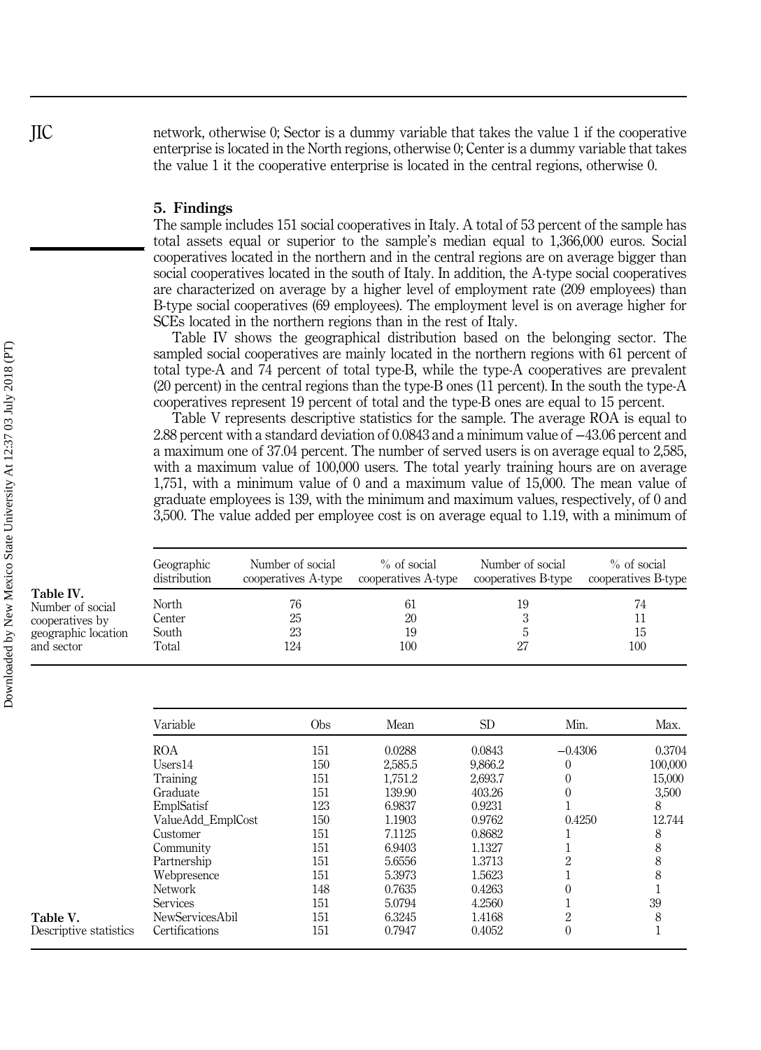network, otherwise 0; Sector is a dummy variable that takes the value 1 if the cooperative enterprise is located in the North regions, otherwise 0; Center is a dummy variable that takes the value 1 it the cooperative enterprise is located in the central regions, otherwise 0.

## 5. Findings

The sample includes 151 social cooperatives in Italy. A total of 53 percent of the sample has total assets equal or superior to the sample's median equal to 1,366,000 euros. Social cooperatives located in the northern and in the central regions are on average bigger than social cooperatives located in the south of Italy. In addition, the A-type social cooperatives are characterized on average by a higher level of employment rate (209 employees) than B-type social cooperatives (69 employees). The employment level is on average higher for SCEs located in the northern regions than in the rest of Italy.

Table IV shows the geographical distribution based on the belonging sector. The sampled social cooperatives are mainly located in the northern regions with 61 percent of total type-A and 74 percent of total type-B, while the type-A cooperatives are prevalent (20 percent) in the central regions than the type-B ones (11 percent). In the south the type-A cooperatives represent 19 percent of total and the type-B ones are equal to 15 percent.

Table V represents descriptive statistics for the sample. The average ROA is equal to 2.88 percent with a standard deviation of 0.0843 and a minimum value of −43.06 percent and a maximum one of 37.04 percent. The number of served users is on average equal to 2,585, with a maximum value of 100,000 users. The total yearly training hours are on average 1,751, with a minimum value of 0 and a maximum value of 15,000. The mean value of graduate employees is 139, with the minimum and maximum values, respectively, of 0 and 3,500. The value added per employee cost is on average equal to 1.19, with a minimum of

**Table IV.** Number of social cooperatives by geographic location and sector

| Geographic distribution | Number of social cooperatives A-type | % of social cooperatives A-type | Number of social cooperatives B-type | % of social cooperatives B-type |
|---|---|---|---|---|
| North | 76 | 61 | 19 | 74 |
| Center | 25 | 20 | 3 | 11 |
| South | 23 | 19 | 5 | 15 |
| Total | 124 | 100 | 27 | 100 |

**Table V.** Descriptive statistics

| Variable | Obs | Mean | SD | Min. | Max. |
|---|---|---|---|---|---|
| ROA | 151 | 0.0288 | 0.0843 | −0.4306 | 0.3704 |
| Users14 | 150 | 2,585.5 | 9,866.2 | 0 | 100,000 |
| Training | 151 | 1,751.2 | 2,693.7 | 0 | 15,000 |
| Graduate | 151 | 139.90 | 403.26 | 0 | 3,500 |
| EmplSatisf | 123 | 6.9837 | 0.9231 | 1 | 8 |
| ValueAdd_EmplCost | 150 | 1.1903 | 0.9762 | 0.4250 | 12.744 |
| Customer | 151 | 7.1125 | 0.8682 | 1 | 8 |
| Community | 151 | 6.9403 | 1.1327 | 1 | 8 |
| Partnership | 151 | 5.6556 | 1.3713 | 2 | 8 |
| Webpresence | 151 | 5.3973 | 1.5623 | 1 | 8 |
| Network | 148 | 0.7635 | 0.4263 | 0 | 1 |
| Services | 151 | 5.0794 | 4.2560 | 1 | 39 |
| NewServicesAbil | 151 | 6.3245 | 1.4168 | 2 | 8 |
| Certifications | 151 | 0.7947 | 0.4052 | 0 | 1 |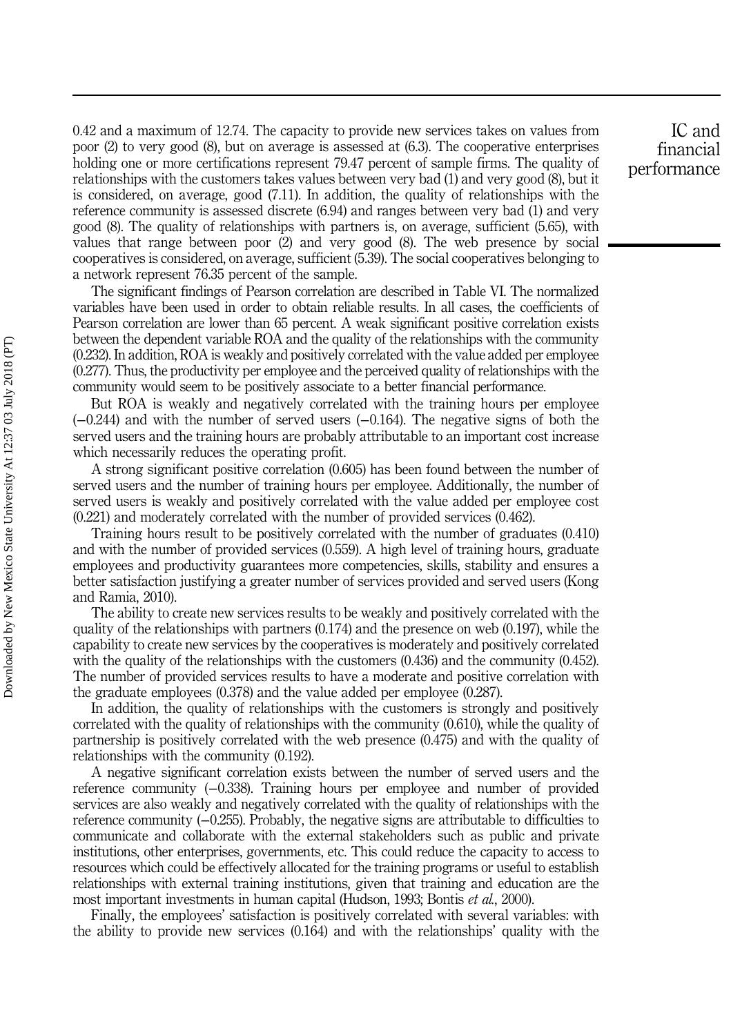0.42 and a maximum of 12.74. The capacity to provide new services takes on values from poor (2) to very good (8), but on average is assessed at (6.3). The cooperative enterprises holding one or more certifications represent 79.47 percent of sample firms. The quality of relationships with the customers takes values between very bad (1) and very good (8), but it is considered, on average, good (7.11). In addition, the quality of relationships with the reference community is assessed discrete (6.94) and ranges between very bad (1) and very good (8). The quality of relationships with partners is, on average, sufficient (5.65), with values that range between poor (2) and very good (8). The web presence by social cooperatives is considered, on average, sufficient (5.39). The social cooperatives belonging to a network represent 76.35 percent of the sample.

The significant findings of Pearson correlation are described in Table VI. The normalized variables have been used in order to obtain reliable results. In all cases, the coefficients of Pearson correlation are lower than 65 percent. A weak significant positive correlation exists between the dependent variable ROA and the quality of the relationships with the community (0.232). In addition, ROA is weakly and positively correlated with the value added per employee (0.277). Thus, the productivity per employee and the perceived quality of relationships with the community would seem to be positively associate to a better financial performance.

But ROA is weakly and negatively correlated with the training hours per employee (−0.244) and with the number of served users (−0.164). The negative signs of both the served users and the training hours are probably attributable to an important cost increase which necessarily reduces the operating profit.

A strong significant positive correlation (0.605) has been found between the number of served users and the number of training hours per employee. Additionally, the number of served users is weakly and positively correlated with the value added per employee cost (0.221) and moderately correlated with the number of provided services (0.462).

Training hours result to be positively correlated with the number of graduates (0.410) and with the number of provided services (0.559). A high level of training hours, graduate employees and productivity guarantees more competencies, skills, stability and ensures a better satisfaction justifying a greater number of services provided and served users (Kong and Ramia, 2010).

The ability to create new services results to be weakly and positively correlated with the quality of the relationships with partners (0.174) and the presence on web (0.197), while the capability to create new services by the cooperatives is moderately and positively correlated with the quality of the relationships with the customers (0.436) and the community (0.452). The number of provided services results to have a moderate and positive correlation with the graduate employees (0.378) and the value added per employee (0.287).

In addition, the quality of relationships with the customers is strongly and positively correlated with the quality of relationships with the community (0.610), while the quality of partnership is positively correlated with the web presence (0.475) and with the quality of relationships with the community (0.192).

A negative significant correlation exists between the number of served users and the reference community (−0.338). Training hours per employee and number of provided services are also weakly and negatively correlated with the quality of relationships with the reference community (−0.255). Probably, the negative signs are attributable to difficulties to communicate and collaborate with the external stakeholders such as public and private institutions, other enterprises, governments, etc. This could reduce the capacity to access to resources which could be effectively allocated for the training programs or useful to establish relationships with external training institutions, given that training and education are the most important investments in human capital (Hudson, 1993; Bontis *et al.*, 2000).

Finally, the employees' satisfaction is positively correlated with several variables: with the ability to provide new services (0.164) and with the relationships' quality with the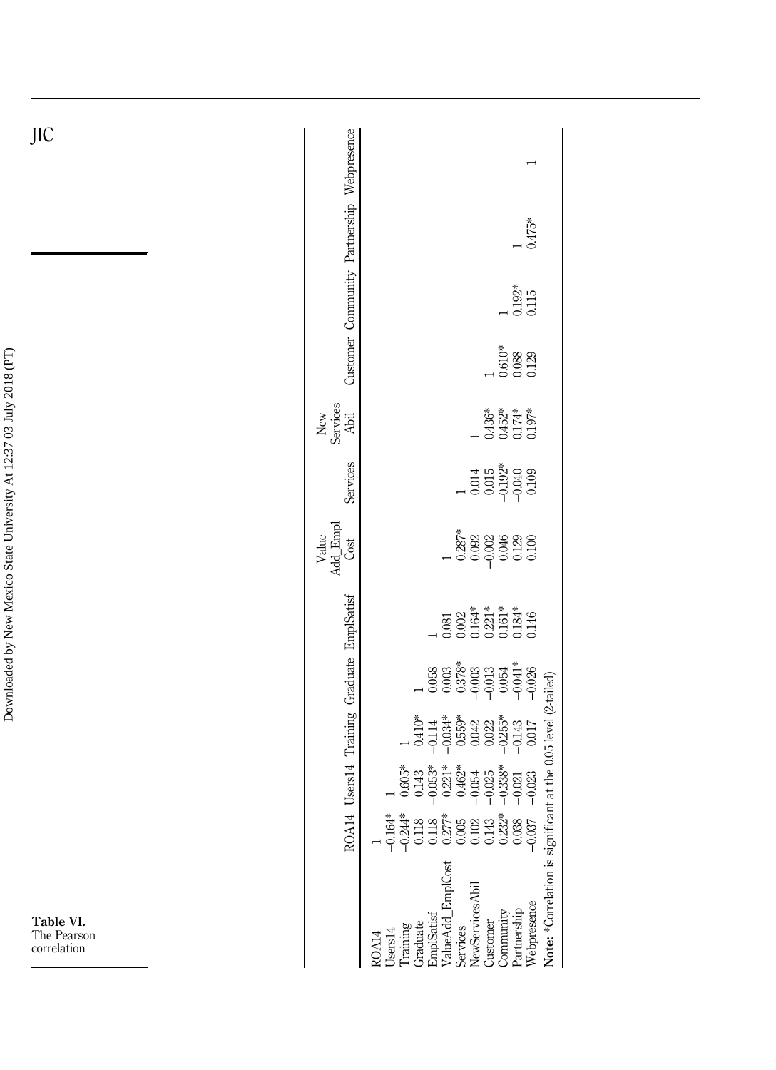**Table VI.** The Pearson correlation

| | ROA14 | Users14 | Training | Graduate | EmplSatisf | Value Add_Empl Cost | Services | New Services Abil | Customer | Community | Partnership | Webpresence |
|---|---|---|---|---|---|---|---|---|---|---|---|---|
| ROA14 | 1 | | | | | | | | | | | |
| Users14 | −0.164* | 1 | | | | | | | | | | |
| Training | −0.244* | 0.605* | 1 | | | | | | | | | |
| Graduate | 0.118 | 0.143 | 0.410* | 1 | | | | | | | | |
| EmplSatisf | 0.118 | −0.053* | −0.114 | 0.058 | 1 | | | | | | | |
| ValueAdd_EmplCost | 0.277* | 0.221* | −0.034* | 0.003 | 0.081 | 1 | | | | | | |
| Services | 0.005 | 0.462* | 0.559* | 0.378* | 0.002 | 0.287* | 1 | | | | | |
| NewServicesAbil | 0.102 | −0.054 | 0.042 | −0.003 | 0.164* | 0.092 | 0.014 | 1 | | | | |
| Customer | 0.143 | −0.025 | 0.022 | −0.013 | 0.221* | −0.002 | 0.015 | 0.436* | 1 | | | |
| Community | 0.232* | −0.338* | −0.255* | 0.054 | 0.161* | 0.046 | −0.192* | 0.452* | 0.610* | 1 | | |
| Partnership | 0.038 | −0.021 | −0.143 | −0.041* | 0.184* | 0.129 | −0.040 | 0.174* | 0.088 | 0.192* | 1 | |
| Webpresence | −0.037 | −0.023 | 0.017 | −0.026 | 0.146 | 0.100 | 0.109 | 0.197* | 0.129 | 0.115 | 0.475* | 1 |

**Note:** *Correlation is significant at the 0.05 level (2-tailed)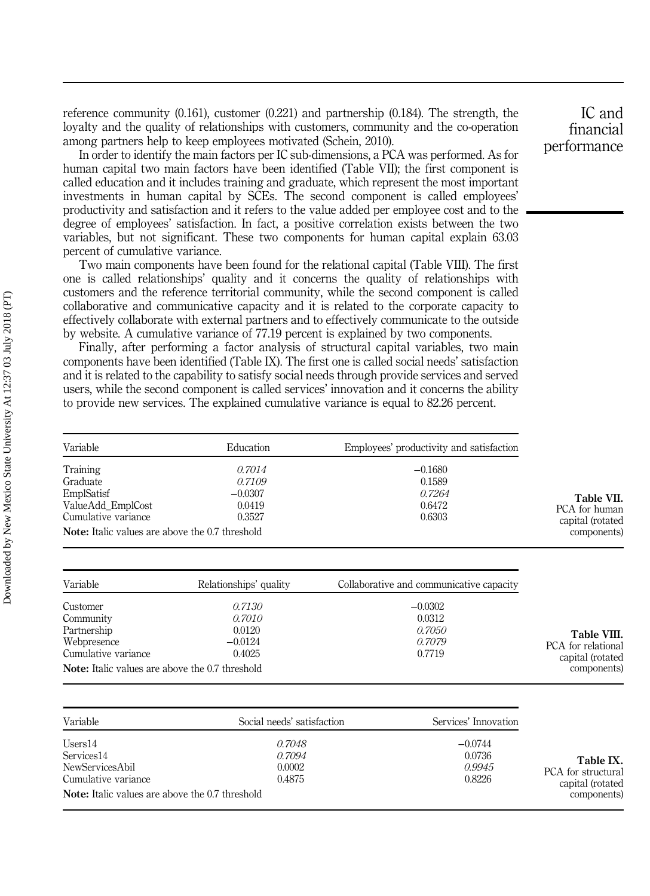reference community (0.161), customer (0.221) and partnership (0.184). The strength, the loyalty and the quality of relationships with customers, community and the co-operation among partners help to keep employees motivated (Schein, 2010).

In order to identify the main factors per IC sub-dimensions, a PCA was performed. As for human capital two main factors have been identified (Table VII); the first component is called education and it includes training and graduate, which represent the most important investments in human capital by SCEs. The second component is called employees' productivity and satisfaction and it refers to the value added per employee cost and to the degree of employees' satisfaction. In fact, a positive correlation exists between the two variables, but not significant. These two components for human capital explain 63.03 percent of cumulative variance.

Two main components have been found for the relational capital (Table VIII). The first one is called relationships' quality and it concerns the quality of relationships with customers and the reference territorial community, while the second component is called collaborative and communicative capacity and it is related to the corporate capacity to effectively collaborate with external partners and to effectively communicate to the outside by website. A cumulative variance of 77.19 percent is explained by two components.

Finally, after performing a factor analysis of structural capital variables, two main components have been identified (Table IX). The first one is called social needs' satisfaction and it is related to the capability to satisfy social needs through provide services and served users, while the second component is called services' innovation and it concerns the ability to provide new services. The explained cumulative variance is equal to 82.26 percent.

**Table VII.** PCA for human capital (rotated components)

| Variable | Education | Employees' productivity and satisfaction |
|---|---|---|
| Training | *0.7014* | −0.1680 |
| Graduate | *0.7109* | 0.1589 |
| EmplSatisf | −0.0307 | *0.7264* |
| ValueAdd_EmplCost | 0.0419 | 0.6472 |
| Cumulative variance | 0.3527 | 0.6303 |

**Note:** Italic values are above the 0.7 threshold

**Table VIII.** PCA for relational capital (rotated components)

| Variable | Relationships' quality | Collaborative and communicative capacity |
|---|---|---|
| Customer | *0.7130* | −0.0302 |
| Community | *0.7010* | 0.0312 |
| Partnership | 0.0120 | *0.7050* |
| Webpresence | −0.0124 | *0.7079* |
| Cumulative variance | 0.4025 | 0.7719 |

**Note:** Italic values are above the 0.7 threshold

**Table IX.** PCA for structural capital (rotated components)

| Variable | Social needs' satisfaction | Services' Innovation |
|---|---|---|
| Users14 | *0.7048* | −0.0744 |
| Services14 | *0.7094* | 0.0736 |
| NewServicesAbil | 0.0002 | *0.9945* |
| Cumulative variance | 0.4875 | 0.8226 |

**Note:** Italic values are above the 0.7 threshold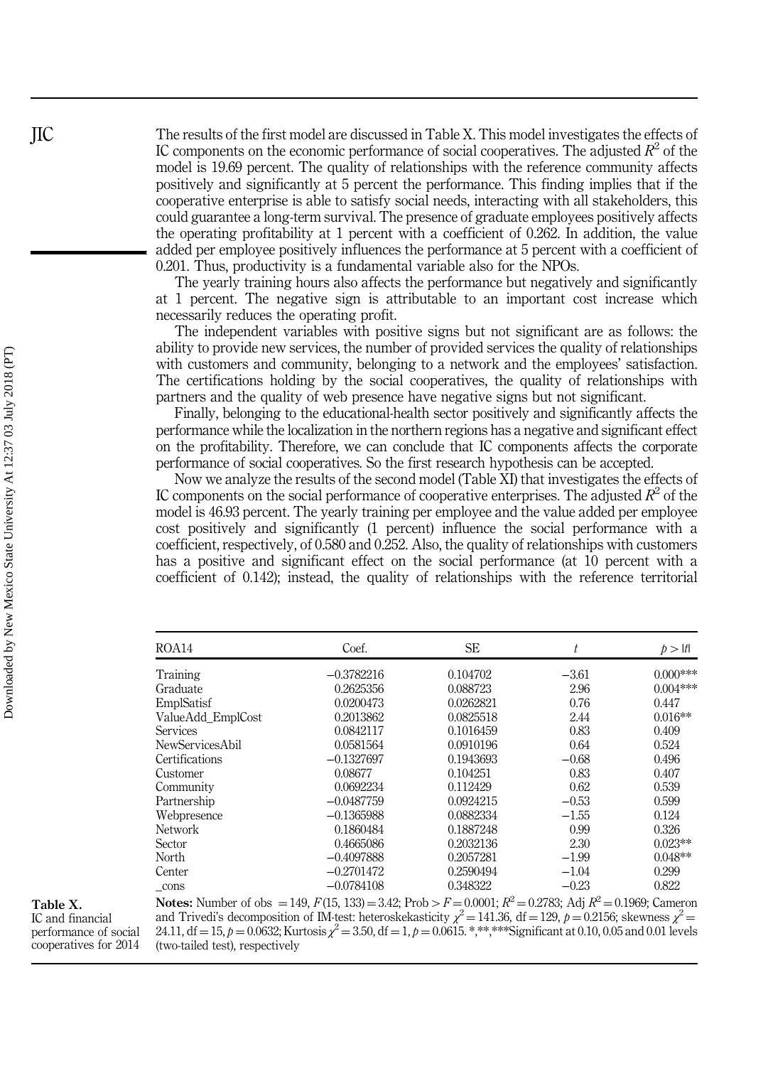The results of the first model are discussed in Table X. This model investigates the effects of IC components on the economic performance of social cooperatives. The adjusted $R^2$ of the model is 19.69 percent. The quality of relationships with the reference community affects positively and significantly at 5 percent the performance. This finding implies that if the cooperative enterprise is able to satisfy social needs, interacting with all stakeholders, this could guarantee a long-term survival. The presence of graduate employees positively affects the operating profitability at 1 percent with a coefficient of 0.262. In addition, the value added per employee positively influences the performance at 5 percent with a coefficient of 0.201. Thus, productivity is a fundamental variable also for the NPOs.

The yearly training hours also affects the performance but negatively and significantly at 1 percent. The negative sign is attributable to an important cost increase which necessarily reduces the operating profit.

The independent variables with positive signs but not significant are as follows: the ability to provide new services, the number of provided services the quality of relationships with customers and community, belonging to a network and the employees' satisfaction. The certifications holding by the social cooperatives, the quality of relationships with partners and the quality of web presence have negative signs but not significant.

Finally, belonging to the educational-health sector positively and significantly affects the performance while the localization in the northern regions has a negative and significant effect on the profitability. Therefore, we can conclude that IC components affects the corporate performance of social cooperatives. So the first research hypothesis can be accepted.

Now we analyze the results of the second model (Table XI) that investigates the effects of IC components on the social performance of cooperative enterprises. The adjusted $R^2$ of the model is 46.93 percent. The yearly training per employee and the value added per employee cost positively and significantly (1 percent) influence the social performance with a coefficient, respectively, of 0.580 and 0.252. Also, the quality of relationships with customers has a positive and significant effect on the social performance (at 10 percent with a coefficient of 0.142); instead, the quality of relationships with the reference territorial

| ROA14 | Coef. | SE | $t$ | $p > \|t\|$ |
|---|---|---|---|---|
| Training | −0.3782216 | 0.104702 | −3.61 | 0.000*** |
| Graduate | 0.2625356 | 0.088723 | 2.96 | 0.004*** |
| EmplSatisf | 0.0200473 | 0.0262821 | 0.76 | 0.447 |
| ValueAdd_EmplCost | 0.2013862 | 0.0825518 | 2.44 | 0.016** |
| Services | 0.0842117 | 0.1016459 | 0.83 | 0.409 |
| NewServicesAbil | 0.0581564 | 0.0910196 | 0.64 | 0.524 |
| Certifications | −0.1327697 | 0.1943693 | −0.68 | 0.496 |
| Customer | 0.08677 | 0.104251 | 0.83 | 0.407 |
| Community | 0.0692234 | 0.112429 | 0.62 | 0.539 |
| Partnership | −0.0487759 | 0.0924215 | −0.53 | 0.599 |
| Webpresence | −0.1365988 | 0.0882334 | −1.55 | 0.124 |
| Network | 0.1860484 | 0.1887248 | 0.99 | 0.326 |
| Sector | 0.4665086 | 0.2032136 | 2.30 | 0.023** |
| North | −0.4097888 | 0.2057281 | −1.99 | 0.048** |
| Center | −0.2701472 | 0.2590494 | −1.04 | 0.299 |
| _cons | −0.0784108 | 0.348322 | −0.23 | 0.822 |

**Notes:** Number of obs = 149, $F(15, 133) = 3.42$; Prob > $F = 0.0001$; $R^2 = 0.2783$; Adj $R^2 = 0.1969$; Cameron and Trivedi's decomposition of IM-test: heteroskekasticity $\chi^2 = 141.36$, df = 129, $p = 0.2156$; skewness $\chi^2 = 24.11$, df = 15, $p = 0.0632$; Kurtosis $\chi^2 = 3.50$, df = 1, $p = 0.0615$. *,**,***Significant at 0.10, 0.05 and 0.01 levels (two-tailed test), respectively

**Table X.** IC and financial performance of social cooperatives for 2014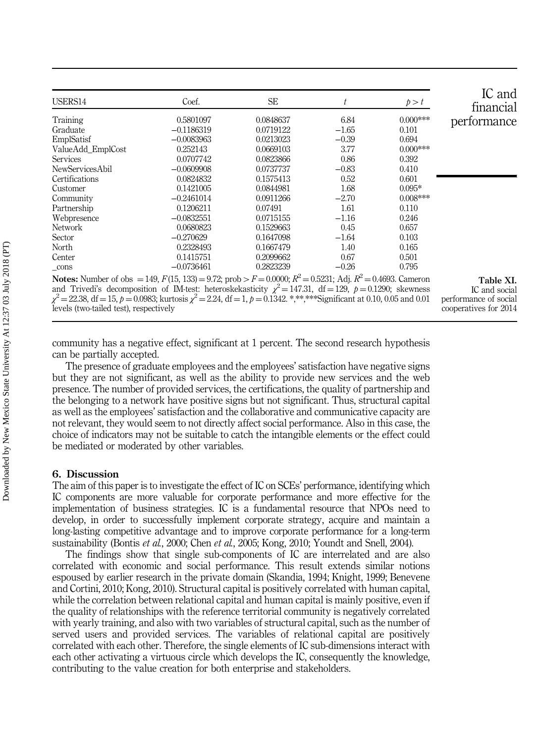| USERS14 | Coef. | SE | $t$ | $p > t$ |
|---|---|---|---|---|
| Training | 0.5801097 | 0.0848637 | 6.84 | 0.000*** |
| Graduate | −0.1186319 | 0.0719122 | −1.65 | 0.101 |
| EmplSatisf | −0.0083963 | 0.0213023 | −0.39 | 0.694 |
| ValueAdd_EmplCost | 0.252143 | 0.0669103 | 3.77 | 0.000*** |
| Services | 0.0707742 | 0.0823866 | 0.86 | 0.392 |
| NewServicesAbil | −0.0609908 | 0.0737737 | −0.83 | 0.410 |
| Certifications | 0.0824832 | 0.1575413 | 0.52 | 0.601 |
| Customer | 0.1421005 | 0.0844981 | 1.68 | 0.095* |
| Community | −0.2461014 | 0.0911266 | −2.70 | 0.008*** |
| Partnership | 0.1206211 | 0.07491 | 1.61 | 0.110 |
| Webpresence | −0.0832551 | 0.0715155 | −1.16 | 0.246 |
| Network | 0.0680823 | 0.1529663 | 0.45 | 0.657 |
| Sector | −0.270629 | 0.1647098 | −1.64 | 0.103 |
| North | 0.2328493 | 0.1667479 | 1.40 | 0.165 |
| Center | 0.1415751 | 0.2099662 | 0.67 | 0.501 |
| _cons | −0.0736461 | 0.2823239 | −0.26 | 0.795 |

**Notes:** Number of obs = 149, $F(15, 133) = 9.72$; prob > $F = 0.0000$; $R^2 = 0.5231$; Adj. $R^2 = 0.4693$. Cameron and Trivedi's decomposition of IM-test: heteroskekasticity $\chi^2 = 147.31$, df = 129, $p = 0.1290$; skewness $\chi^2 = 22.38$, df = 15, $p = 0.0983$; kurtosis $\chi^2 = 2.24$, df = 1, $p = 0.1342$. *,**,***Significant at 0.10, 0.05 and 0.01 levels (two-tailed test), respectively

**Table XI.** IC and social performance of social cooperatives for 2014

community has a negative effect, significant at 1 percent. The second research hypothesis can be partially accepted.

The presence of graduate employees and the employees' satisfaction have negative signs but they are not significant, as well as the ability to provide new services and the web presence. The number of provided services, the certifications, the quality of partnership and the belonging to a network have positive signs but not significant. Thus, structural capital as well as the employees' satisfaction and the collaborative and communicative capacity are not relevant, they would seem to not directly affect social performance. Also in this case, the choice of indicators may not be suitable to catch the intangible elements or the effect could be mediated or moderated by other variables.

## 6. Discussion

The aim of this paper is to investigate the effect of IC on SCEs' performance, identifying which IC components are more valuable for corporate performance and more effective for the implementation of business strategies. IC is a fundamental resource that NPOs need to develop, in order to successfully implement corporate strategy, acquire and maintain a long-lasting competitive advantage and to improve corporate performance for a long-term sustainability (Bontis *et al.*, 2000; Chen *et al.*, 2005; Kong, 2010; Youndt and Snell, 2004).

The findings show that single sub-components of IC are interrelated and are also correlated with economic and social performance. This result extends similar notions espoused by earlier research in the private domain (Skandia, 1994; Knight, 1999; Benevene and Cortini, 2010; Kong, 2010). Structural capital is positively correlated with human capital, while the correlation between relational capital and human capital is mainly positive, even if the quality of relationships with the reference territorial community is negatively correlated with yearly training, and also with two variables of structural capital, such as the number of served users and provided services. The variables of relational capital are positively correlated with each other. Therefore, the single elements of IC sub-dimensions interact with each other activating a virtuous circle which develops the IC, consequently the knowledge, contributing to the value creation for both enterprise and stakeholders.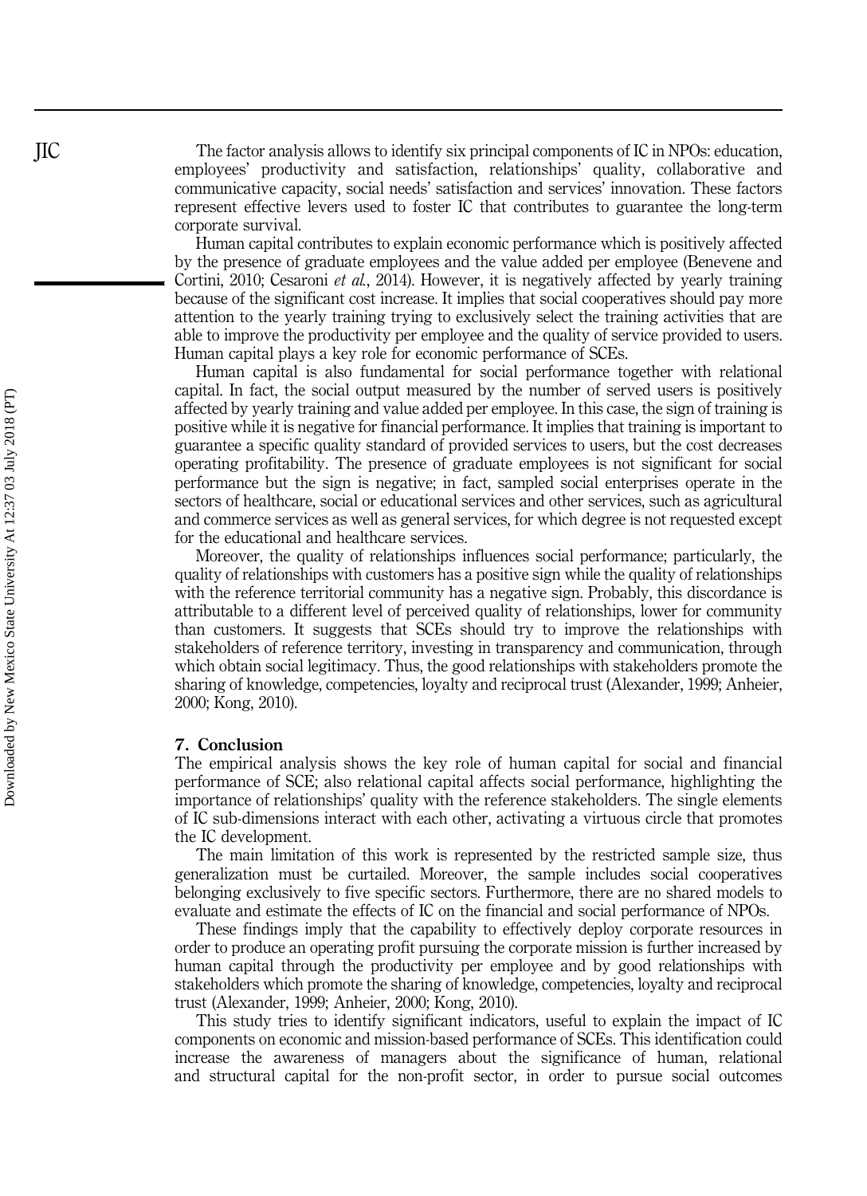The factor analysis allows to identify six principal components of IC in NPOs: education, employees' productivity and satisfaction, relationships' quality, collaborative and communicative capacity, social needs' satisfaction and services' innovation. These factors represent effective levers used to foster IC that contributes to guarantee the long-term corporate survival.

Human capital contributes to explain economic performance which is positively affected by the presence of graduate employees and the value added per employee (Benevene and Cortini, 2010; Cesaroni *et al.*, 2014). However, it is negatively affected by yearly training because of the significant cost increase. It implies that social cooperatives should pay more attention to the yearly training trying to exclusively select the training activities that are able to improve the productivity per employee and the quality of service provided to users. Human capital plays a key role for economic performance of SCEs.

Human capital is also fundamental for social performance together with relational capital. In fact, the social output measured by the number of served users is positively affected by yearly training and value added per employee. In this case, the sign of training is positive while it is negative for financial performance. It implies that training is important to guarantee a specific quality standard of provided services to users, but the cost decreases operating profitability. The presence of graduate employees is not significant for social performance but the sign is negative; in fact, sampled social enterprises operate in the sectors of healthcare, social or educational services and other services, such as agricultural and commerce services as well as general services, for which degree is not requested except for the educational and healthcare services.

Moreover, the quality of relationships influences social performance; particularly, the quality of relationships with customers has a positive sign while the quality of relationships with the reference territorial community has a negative sign. Probably, this discordance is attributable to a different level of perceived quality of relationships, lower for community than customers. It suggests that SCEs should try to improve the relationships with stakeholders of reference territory, investing in transparency and communication, through which obtain social legitimacy. Thus, the good relationships with stakeholders promote the sharing of knowledge, competencies, loyalty and reciprocal trust (Alexander, 1999; Anheier, 2000; Kong, 2010).

## 7. Conclusion

The empirical analysis shows the key role of human capital for social and financial performance of SCE; also relational capital affects social performance, highlighting the importance of relationships' quality with the reference stakeholders. The single elements of IC sub-dimensions interact with each other, activating a virtuous circle that promotes the IC development.

The main limitation of this work is represented by the restricted sample size, thus generalization must be curtailed. Moreover, the sample includes social cooperatives belonging exclusively to five specific sectors. Furthermore, there are no shared models to evaluate and estimate the effects of IC on the financial and social performance of NPOs.

These findings imply that the capability to effectively deploy corporate resources in order to produce an operating profit pursuing the corporate mission is further increased by human capital through the productivity per employee and by good relationships with stakeholders which promote the sharing of knowledge, competencies, loyalty and reciprocal trust (Alexander, 1999; Anheier, 2000; Kong, 2010).

This study tries to identify significant indicators, useful to explain the impact of IC components on economic and mission-based performance of SCEs. This identification could increase the awareness of managers about the significance of human, relational and structural capital for the non-profit sector, in order to pursue social outcomes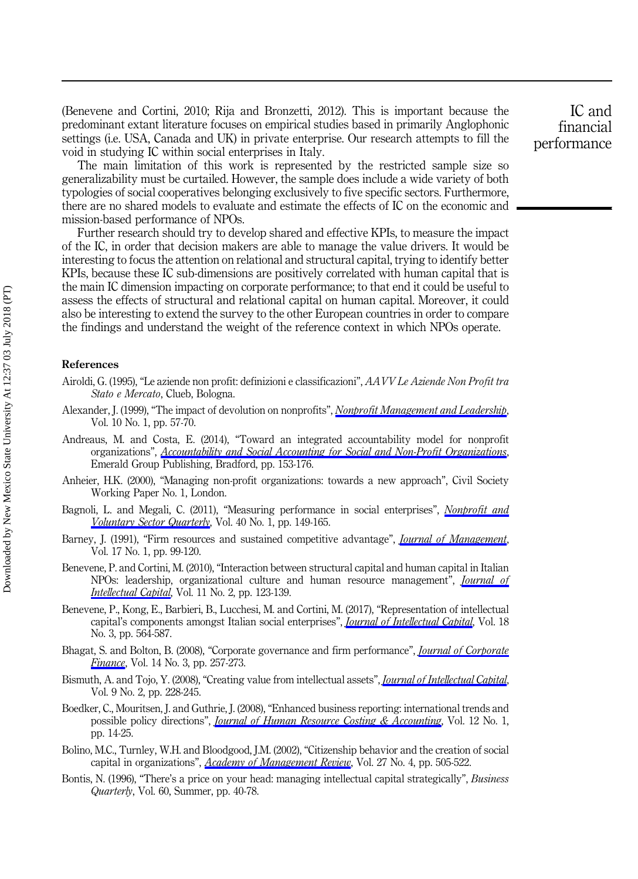(Benevene and Cortini, 2010; Rija and Bronzetti, 2012). This is important because the predominant extant literature focuses on empirical studies based in primarily Anglophonic settings (i.e. USA, Canada and UK) in private enterprise. Our research attempts to fill the void in studying IC within social enterprises in Italy.

The main limitation of this work is represented by the restricted sample size so generalizability must be curtailed. However, the sample does include a wide variety of both typologies of social cooperatives belonging exclusively to five specific sectors. Furthermore, there are no shared models to evaluate and estimate the effects of IC on the economic and mission-based performance of NPOs.

Further research should try to develop shared and effective KPIs, to measure the impact of the IC, in order that decision makers are able to manage the value drivers. It would be interesting to focus the attention on relational and structural capital, trying to identify better KPIs, because these IC sub-dimensions are positively correlated with human capital that is the main IC dimension impacting on corporate performance; to that end it could be useful to assess the effects of structural and relational capital on human capital. Moreover, it could also be interesting to extend the survey to the other European countries in order to compare the findings and understand the weight of the reference context in which NPOs operate.

## References

Airoldi, G. (1995), "Le aziende non profit: definizioni e classificazioni", *AAVV Le Aziende Non Profit tra Stato e Mercato*, Clueb, Bologna.

Alexander, J. (1999), "The impact of devolution on nonprofits", *Nonprofit Management and Leadership*, Vol. 10 No. 1, pp. 57-70.

Andreaus, M. and Costa, E. (2014), "Toward an integrated accountability model for nonprofit organizations", *Accountability and Social Accounting for Social and Non-Profit Organizations*, Emerald Group Publishing, Bradford, pp. 153-176.

Anheier, H.K. (2000), "Managing non-profit organizations: towards a new approach", Civil Society Working Paper No. 1, London.

Bagnoli, L. and Megali, C. (2011), "Measuring performance in social enterprises", *Nonprofit and Voluntary Sector Quarterly*, Vol. 40 No. 1, pp. 149-165.

Barney, J. (1991), "Firm resources and sustained competitive advantage", *Journal of Management*, Vol. 17 No. 1, pp. 99-120.

Benevene, P. and Cortini, M. (2010), "Interaction between structural capital and human capital in Italian NPOs: leadership, organizational culture and human resource management", *Journal of Intellectual Capital*, Vol. 11 No. 2, pp. 123-139.

Benevene, P., Kong, E., Barbieri, B., Lucchesi, M. and Cortini, M. (2017), "Representation of intellectual capital's components amongst Italian social enterprises", *Journal of Intellectual Capital*, Vol. 18 No. 3, pp. 564-587.

Bhagat, S. and Bolton, B. (2008), "Corporate governance and firm performance", *Journal of Corporate Finance*, Vol. 14 No. 3, pp. 257-273.

Bismuth, A. and Tojo, Y. (2008), "Creating value from intellectual assets", *Journal of Intellectual Capital*, Vol. 9 No. 2, pp. 228-245.

Boedker, C., Mouritsen, J. and Guthrie, J. (2008), "Enhanced business reporting: international trends and possible policy directions", *Journal of Human Resource Costing & Accounting*, Vol. 12 No. 1, pp. 14-25.

Bolino, M.C., Turnley, W.H. and Bloodgood, J.M. (2002), "Citizenship behavior and the creation of social capital in organizations", *Academy of Management Review*, Vol. 27 No. 4, pp. 505-522.

Bontis, N. (1996), "There's a price on your head: managing intellectual capital strategically", *Business Quarterly*, Vol. 60, Summer, pp. 40-78.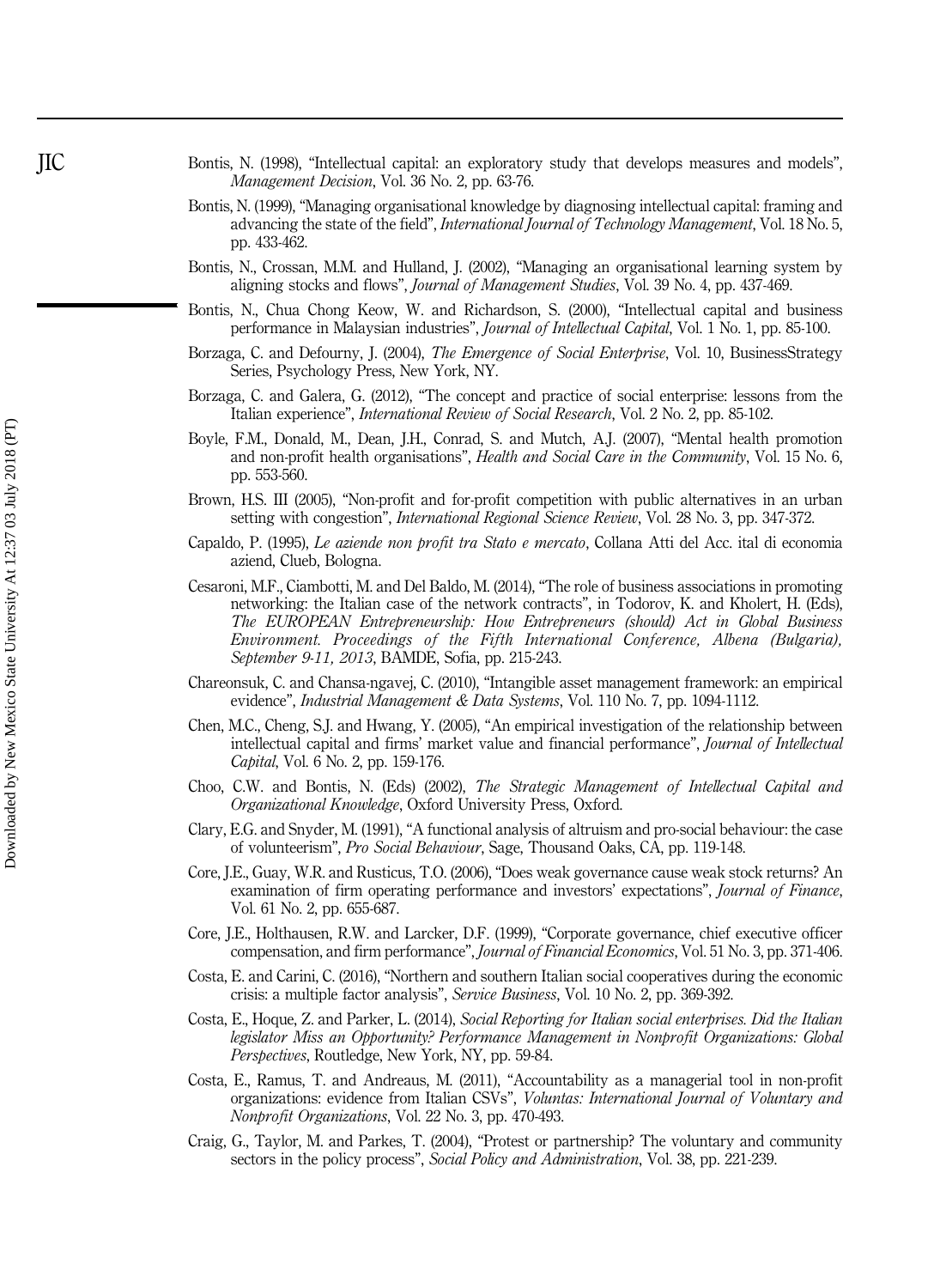Bontis, N. (1998), "Intellectual capital: an exploratory study that develops measures and models", *Management Decision*, Vol. 36 No. 2, pp. 63-76.

Bontis, N. (1999), "Managing organisational knowledge by diagnosing intellectual capital: framing and advancing the state of the field", *International Journal of Technology Management*, Vol. 18 No. 5, pp. 433-462.

Bontis, N., Crossan, M.M. and Hulland, J. (2002), "Managing an organisational learning system by aligning stocks and flows", *Journal of Management Studies*, Vol. 39 No. 4, pp. 437-469.

Bontis, N., Chua Chong Keow, W. and Richardson, S. (2000), "Intellectual capital and business performance in Malaysian industries", *Journal of Intellectual Capital*, Vol. 1 No. 1, pp. 85-100.

Borzaga, C. and Defourny, J. (2004), *The Emergence of Social Enterprise*, Vol. 10, BusinessStrategy Series, Psychology Press, New York, NY.

Borzaga, C. and Galera, G. (2012), "The concept and practice of social enterprise: lessons from the Italian experience", *International Review of Social Research*, Vol. 2 No. 2, pp. 85-102.

Boyle, F.M., Donald, M., Dean, J.H., Conrad, S. and Mutch, A.J. (2007), "Mental health promotion and non-profit health organisations", *Health and Social Care in the Community*, Vol. 15 No. 6, pp. 553-560.

Brown, H.S. III (2005), "Non-profit and for-profit competition with public alternatives in an urban setting with congestion", *International Regional Science Review*, Vol. 28 No. 3, pp. 347-372.

Capaldo, P. (1995), *Le aziende non profit tra Stato e mercato*, Collana Atti del Acc. ital di economia aziend, Clueb, Bologna.

Cesaroni, M.F., Ciambotti, M. and Del Baldo, M. (2014), "The role of business associations in promoting networking: the Italian case of the network contracts", in Todorov, K. and Kholert, H. (Eds), *The EUROPEAN Entrepreneurship: How Entrepreneurs (should) Act in Global Business Environment. Proceedings of the Fifth International Conference, Albena (Bulgaria), September 9-11, 2013*, BAMDE, Sofia, pp. 215-243.

Chareonsuk, C. and Chansa-ngavej, C. (2010), "Intangible asset management framework: an empirical evidence", *Industrial Management & Data Systems*, Vol. 110 No. 7, pp. 1094-1112.

Chen, M.C., Cheng, S.J. and Hwang, Y. (2005), "An empirical investigation of the relationship between intellectual capital and firms' market value and financial performance", *Journal of Intellectual Capital*, Vol. 6 No. 2, pp. 159-176.

Choo, C.W. and Bontis, N. (Eds) (2002), *The Strategic Management of Intellectual Capital and Organizational Knowledge*, Oxford University Press, Oxford.

Clary, E.G. and Snyder, M. (1991), "A functional analysis of altruism and pro-social behaviour: the case of volunteerism", *Pro Social Behaviour*, Sage, Thousand Oaks, CA, pp. 119-148.

Core, J.E., Guay, W.R. and Rusticus, T.O. (2006), "Does weak governance cause weak stock returns? An examination of firm operating performance and investors' expectations", *Journal of Finance*, Vol. 61 No. 2, pp. 655-687.

Core, J.E., Holthausen, R.W. and Larcker, D.F. (1999), "Corporate governance, chief executive officer compensation, and firm performance", *Journal of Financial Economics*, Vol. 51 No. 3, pp. 371-406.

Costa, E. and Carini, C. (2016), "Northern and southern Italian social cooperatives during the economic crisis: a multiple factor analysis", *Service Business*, Vol. 10 No. 2, pp. 369-392.

Costa, E., Hoque, Z. and Parker, L. (2014), *Social Reporting for Italian social enterprises. Did the Italian legislator Miss an Opportunity? Performance Management in Nonprofit Organizations: Global Perspectives*, Routledge, New York, NY, pp. 59-84.

Costa, E., Ramus, T. and Andreaus, M. (2011), "Accountability as a managerial tool in non-profit organizations: evidence from Italian CSVs", *Voluntas: International Journal of Voluntary and Nonprofit Organizations*, Vol. 22 No. 3, pp. 470-493.

Craig, G., Taylor, M. and Parkes, T. (2004), "Protest or partnership? The voluntary and community sectors in the policy process", *Social Policy and Administration*, Vol. 38, pp. 221-239.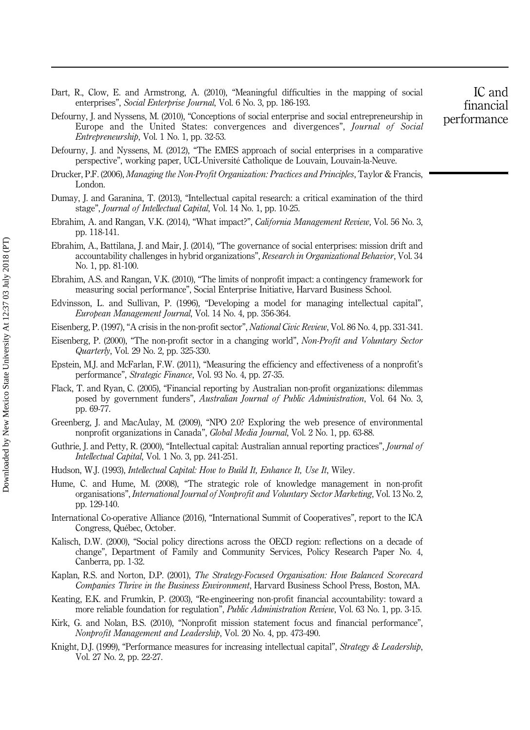Dart, R., Clow, E. and Armstrong, A. (2010), "Meaningful difficulties in the mapping of social enterprises", *Social Enterprise Journal*, Vol. 6 No. 3, pp. 186-193.

Defourny, J. and Nyssens, M. (2010), "Conceptions of social enterprise and social entrepreneurship in Europe and the United States: convergences and divergences", *Journal of Social Entrepreneurship*, Vol. 1 No. 1, pp. 32-53.

Defourny, J. and Nyssens, M. (2012), "The EMES approach of social enterprises in a comparative perspective", working paper, UCL-Université Catholique de Louvain, Louvain-la-Neuve.

Drucker, P.F. (2006), *Managing the Non-Profit Organization: Practices and Principles*, Taylor & Francis, London.

Dumay, J. and Garanina, T. (2013), "Intellectual capital research: a critical examination of the third stage", *Journal of Intellectual Capital*, Vol. 14 No. 1, pp. 10-25.

Ebrahim, A. and Rangan, V.K. (2014), "What impact?", *California Management Review*, Vol. 56 No. 3, pp. 118-141.

Ebrahim, A., Battilana, J. and Mair, J. (2014), "The governance of social enterprises: mission drift and accountability challenges in hybrid organizations", *Research in Organizational Behavior*, Vol. 34 No. 1, pp. 81-100.

Ebrahim, A.S. and Rangan, V.K. (2010), "The limits of nonprofit impact: a contingency framework for measuring social performance", Social Enterprise Initiative, Harvard Business School.

Edvinsson, L. and Sullivan, P. (1996), "Developing a model for managing intellectual capital", *European Management Journal*, Vol. 14 No. 4, pp. 356-364.

Eisenberg, P. (1997), "A crisis in the non-profit sector", *National Civic Review*, Vol. 86 No. 4, pp. 331-341.

Eisenberg, P. (2000), "The non-profit sector in a changing world", *Non-Profit and Voluntary Sector Quarterly*, Vol. 29 No. 2, pp. 325-330.

Epstein, M.J. and McFarlan, F.W. (2011), "Measuring the efficiency and effectiveness of a nonprofit's performance", *Strategic Finance*, Vol. 93 No. 4, pp. 27-35.

Flack, T. and Ryan, C. (2005), "Financial reporting by Australian non-profit organizations: dilemmas posed by government funders", *Australian Journal of Public Administration*, Vol. 64 No. 3, pp. 69-77.

Greenberg, J. and MacAulay, M. (2009), "NPO 2.0? Exploring the web presence of environmental nonprofit organizations in Canada", *Global Media Journal*, Vol. 2 No. 1, pp. 63-88.

Guthrie, J. and Petty, R. (2000), "Intellectual capital: Australian annual reporting practices", *Journal of Intellectual Capital*, Vol. 1 No. 3, pp. 241-251.

Hudson, W.J. (1993), *Intellectual Capital: How to Build It, Enhance It, Use It*, Wiley.

Hume, C. and Hume, M. (2008), "The strategic role of knowledge management in non-profit organisations", *International Journal of Nonprofit and Voluntary Sector Marketing*, Vol. 13 No. 2, pp. 129-140.

International Co-operative Alliance (2016), "International Summit of Cooperatives", report to the ICA Congress, Québec, October.

Kalisch, D.W. (2000), "Social policy directions across the OECD region: reflections on a decade of change", Department of Family and Community Services, Policy Research Paper No. 4, Canberra, pp. 1-32.

Kaplan, R.S. and Norton, D.P. (2001), *The Strategy-Focused Organisation: How Balanced Scorecard Companies Thrive in the Business Environment*, Harvard Business School Press, Boston, MA.

Keating, E.K. and Frumkin, P. (2003), "Re-engineering non-profit financial accountability: toward a more reliable foundation for regulation", *Public Administration Review*, Vol. 63 No. 1, pp. 3-15.

Kirk, G. and Nolan, B.S. (2010), "Nonprofit mission statement focus and financial performance", *Nonprofit Management and Leadership*, Vol. 20 No. 4, pp. 473-490.

Knight, D.J. (1999), "Performance measures for increasing intellectual capital", *Strategy & Leadership*, Vol. 27 No. 2, pp. 22-27.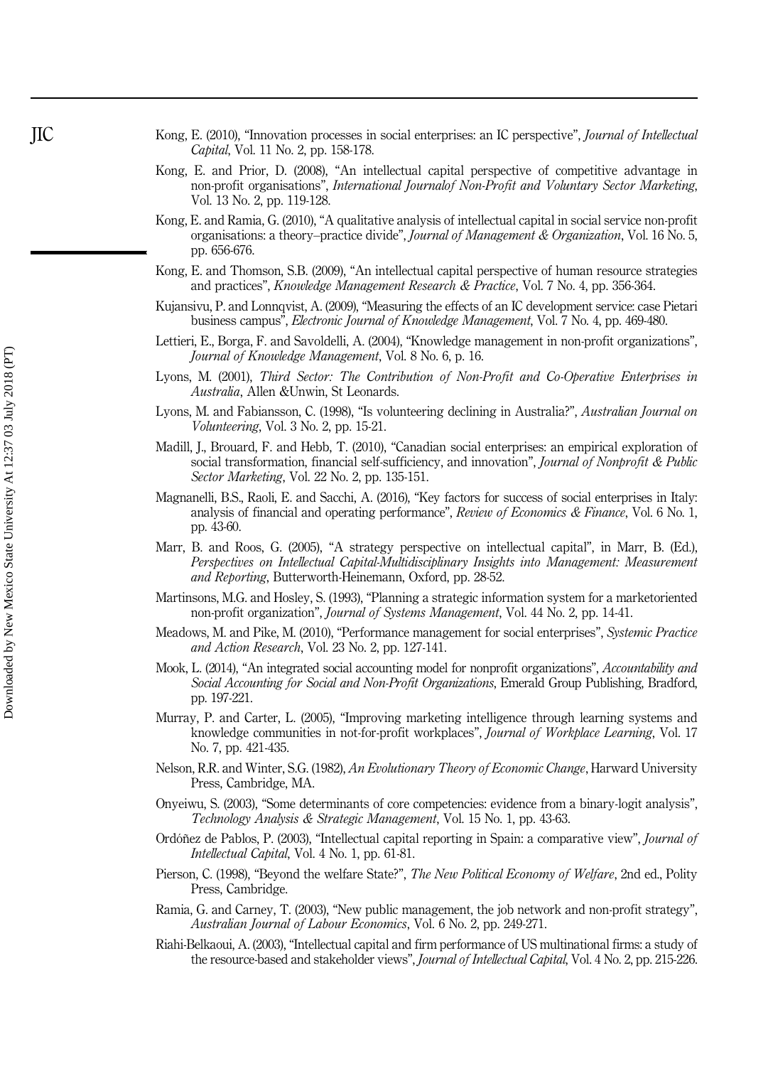Kong, E. (2010), "Innovation processes in social enterprises: an IC perspective", *Journal of Intellectual Capital*, Vol. 11 No. 2, pp. 158-178.

Kong, E. and Prior, D. (2008), "An intellectual capital perspective of competitive advantage in non-profit organisations", *International Journalof Non-Profit and Voluntary Sector Marketing*, Vol. 13 No. 2, pp. 119-128.

Kong, E. and Ramia, G. (2010), "A qualitative analysis of intellectual capital in social service non-profit organisations: a theory–practice divide", *Journal of Management & Organization*, Vol. 16 No. 5, pp. 656-676.

Kong, E. and Thomson, S.B. (2009), "An intellectual capital perspective of human resource strategies and practices", *Knowledge Management Research & Practice*, Vol. 7 No. 4, pp. 356-364.

Kujansivu, P. and Lonnqvist, A. (2009), "Measuring the effects of an IC development service: case Pietari business campus", *Electronic Journal of Knowledge Management*, Vol. 7 No. 4, pp. 469-480.

Lettieri, E., Borga, F. and Savoldelli, A. (2004), "Knowledge management in non-profit organizations", *Journal of Knowledge Management*, Vol. 8 No. 6, p. 16.

Lyons, M. (2001), *Third Sector: The Contribution of Non-Profit and Co-Operative Enterprises in Australia*, Allen &Unwin, St Leonards.

Lyons, M. and Fabiansson, C. (1998), "Is volunteering declining in Australia?", *Australian Journal on Volunteering*, Vol. 3 No. 2, pp. 15-21.

Madill, J., Brouard, F. and Hebb, T. (2010), "Canadian social enterprises: an empirical exploration of social transformation, financial self-sufficiency, and innovation", *Journal of Nonprofit & Public Sector Marketing*, Vol. 22 No. 2, pp. 135-151.

Magnanelli, B.S., Raoli, E. and Sacchi, A. (2016), "Key factors for success of social enterprises in Italy: analysis of financial and operating performance", *Review of Economics & Finance*, Vol. 6 No. 1, pp. 43-60.

Marr, B. and Roos, G. (2005), "A strategy perspective on intellectual capital", in Marr, B. (Ed.), *Perspectives on Intellectual Capital-Multidisciplinary Insights into Management: Measurement and Reporting*, Butterworth-Heinemann, Oxford, pp. 28-52.

Martinsons, M.G. and Hosley, S. (1993), "Planning a strategic information system for a marketoriented non-profit organization", *Journal of Systems Management*, Vol. 44 No. 2, pp. 14-41.

Meadows, M. and Pike, M. (2010), "Performance management for social enterprises", *Systemic Practice and Action Research*, Vol. 23 No. 2, pp. 127-141.

Mook, L. (2014), "An integrated social accounting model for nonprofit organizations", *Accountability and Social Accounting for Social and Non-Profit Organizations*, Emerald Group Publishing, Bradford, pp. 197-221.

Murray, P. and Carter, L. (2005), "Improving marketing intelligence through learning systems and knowledge communities in not-for-profit workplaces", *Journal of Workplace Learning*, Vol. 17 No. 7, pp. 421-435.

Nelson, R.R. and Winter, S.G. (1982), *An Evolutionary Theory of Economic Change*, Harward University Press, Cambridge, MA.

Onyeiwu, S. (2003), "Some determinants of core competencies: evidence from a binary-logit analysis", *Technology Analysis & Strategic Management*, Vol. 15 No. 1, pp. 43-63.

Ordóñez de Pablos, P. (2003), "Intellectual capital reporting in Spain: a comparative view", *Journal of Intellectual Capital*, Vol. 4 No. 1, pp. 61-81.

Pierson, C. (1998), "Beyond the welfare State?", *The New Political Economy of Welfare*, 2nd ed., Polity Press, Cambridge.

Ramia, G. and Carney, T. (2003), "New public management, the job network and non-profit strategy", *Australian Journal of Labour Economics*, Vol. 6 No. 2, pp. 249-271.

Riahi-Belkaoui, A. (2003), "Intellectual capital and firm performance of US multinational firms: a study of the resource-based and stakeholder views", *Journal of Intellectual Capital*, Vol. 4 No. 2, pp. 215-226.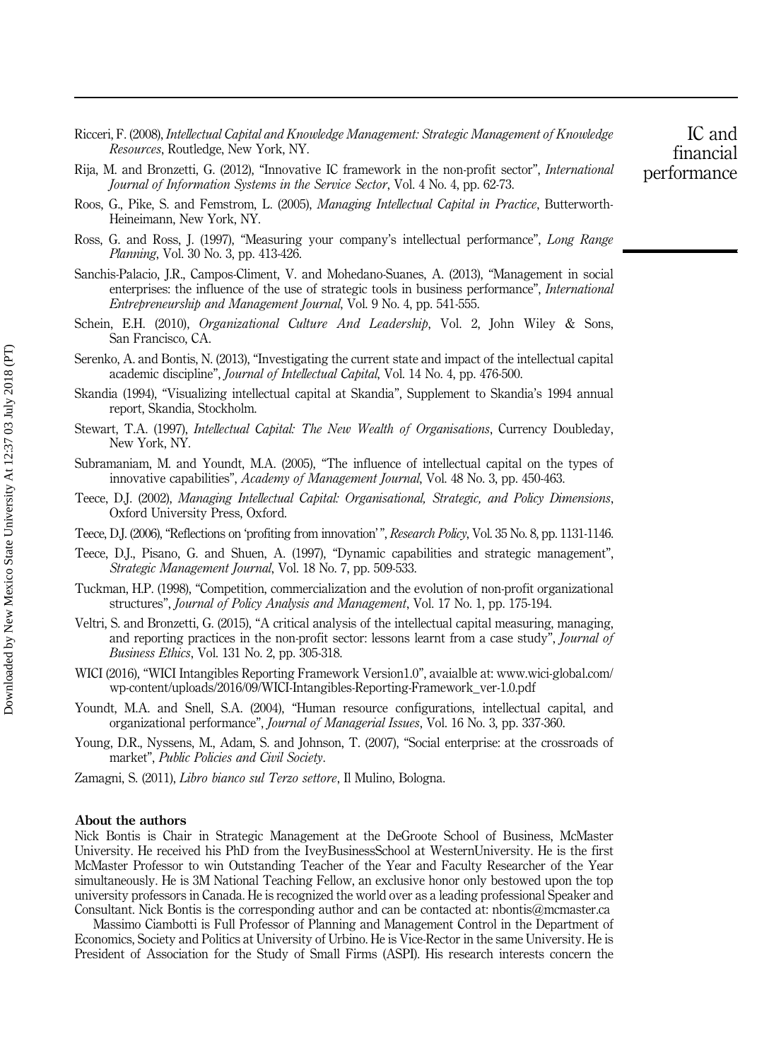Ricceri, F. (2008), *Intellectual Capital and Knowledge Management: Strategic Management of Knowledge Resources*, Routledge, New York, NY.

Rija, M. and Bronzetti, G. (2012), "Innovative IC framework in the non-profit sector", *International Journal of Information Systems in the Service Sector*, Vol. 4 No. 4, pp. 62-73.

Roos, G., Pike, S. and Femstrom, L. (2005), *Managing Intellectual Capital in Practice*, Butterworth-Heineimann, New York, NY.

Ross, G. and Ross, J. (1997), "Measuring your company's intellectual performance", *Long Range Planning*, Vol. 30 No. 3, pp. 413-426.

Sanchis-Palacio, J.R., Campos-Climent, V. and Mohedano-Suanes, A. (2013), "Management in social enterprises: the influence of the use of strategic tools in business performance", *International Entrepreneurship and Management Journal*, Vol. 9 No. 4, pp. 541-555.

Schein, E.H. (2010), *Organizational Culture And Leadership*, Vol. 2, John Wiley & Sons, San Francisco, CA.

Serenko, A. and Bontis, N. (2013), "Investigating the current state and impact of the intellectual capital academic discipline", *Journal of Intellectual Capital*, Vol. 14 No. 4, pp. 476-500.

Skandia (1994), "Visualizing intellectual capital at Skandia", Supplement to Skandia's 1994 annual report, Skandia, Stockholm.

Stewart, T.A. (1997), *Intellectual Capital: The New Wealth of Organisations*, Currency Doubleday, New York, NY.

Subramaniam, M. and Youndt, M.A. (2005), "The influence of intellectual capital on the types of innovative capabilities", *Academy of Management Journal*, Vol. 48 No. 3, pp. 450-463.

Teece, D.J. (2002), *Managing Intellectual Capital: Organisational, Strategic, and Policy Dimensions*, Oxford University Press, Oxford.

Teece, D.J. (2006), "Reflections on 'profiting from innovation' ", *Research Policy*, Vol. 35 No. 8, pp. 1131-1146.

Teece, D.J., Pisano, G. and Shuen, A. (1997), "Dynamic capabilities and strategic management", *Strategic Management Journal*, Vol. 18 No. 7, pp. 509-533.

Tuckman, H.P. (1998), "Competition, commercialization and the evolution of non-profit organizational structures", *Journal of Policy Analysis and Management*, Vol. 17 No. 1, pp. 175-194.

Veltri, S. and Bronzetti, G. (2015), "A critical analysis of the intellectual capital measuring, managing, and reporting practices in the non-profit sector: lessons learnt from a case study", *Journal of Business Ethics*, Vol. 131 No. 2, pp. 305-318.

WICI (2016), "WICI Intangibles Reporting Framework Version1.0", avaialble at: www.wici-global.com/wp-content/uploads/2016/09/WICI-Intangibles-Reporting-Framework_ver-1.0.pdf

Youndt, M.A. and Snell, S.A. (2004), "Human resource configurations, intellectual capital, and organizational performance", *Journal of Managerial Issues*, Vol. 16 No. 3, pp. 337-360.

Young, D.R., Nyssens, M., Adam, S. and Johnson, T. (2007), "Social enterprise: at the crossroads of market", *Public Policies and Civil Society*.

Zamagni, S. (2011), *Libro bianco sul Terzo settore*, Il Mulino, Bologna.

### About the authors

Nick Bontis is Chair in Strategic Management at the DeGroote School of Business, McMaster University. He received his PhD from the IveyBusinessSchool at WesternUniversity. He is the first McMaster Professor to win Outstanding Teacher of the Year and Faculty Researcher of the Year simultaneously. He is 3M National Teaching Fellow, an exclusive honor only bestowed upon the top university professors in Canada. He is recognized the world over as a leading professional Speaker and Consultant. Nick Bontis is the corresponding author and can be contacted at: nbontis@mcmaster.ca

Massimo Ciambotti is Full Professor of Planning and Management Control in the Department of Economics, Society and Politics at University of Urbino. He is Vice-Rector in the same University. He is President of Association for the Study of Small Firms (ASPI). His research interests concern the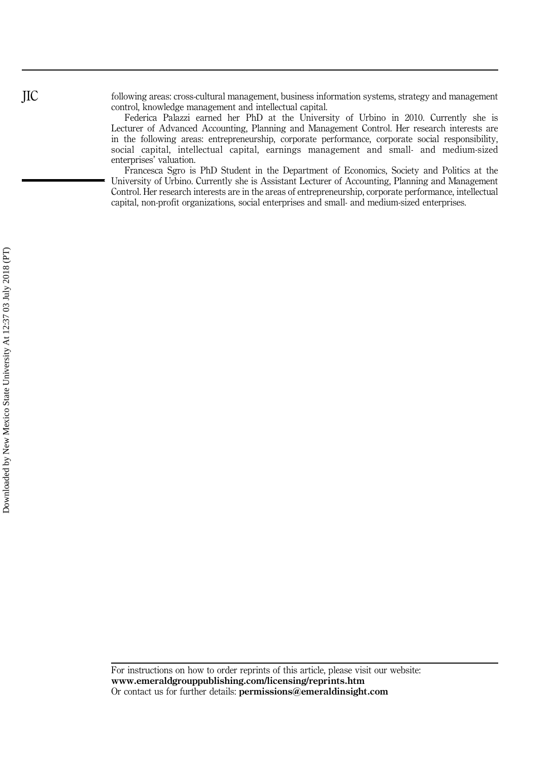following areas: cross-cultural management, business information systems, strategy and management control, knowledge management and intellectual capital.

Federica Palazzi earned her PhD at the University of Urbino in 2010. Currently she is Lecturer of Advanced Accounting, Planning and Management Control. Her research interests are in the following areas: entrepreneurship, corporate performance, corporate social responsibility, social capital, intellectual capital, earnings management and small- and medium-sized enterprises' valuation.

Francesca Sgro is PhD Student in the Department of Economics, Society and Politics at the University of Urbino. Currently she is Assistant Lecturer of Accounting, Planning and Management Control. Her research interests are in the areas of entrepreneurship, corporate performance, intellectual capital, non-profit organizations, social enterprises and small- and medium-sized enterprises.

For instructions on how to order reprints of this article, please visit our website:
**www.emeraldgrouppublishing.com/licensing/reprints.htm**
Or contact us for further details: **permissions@emeraldinsight.com**